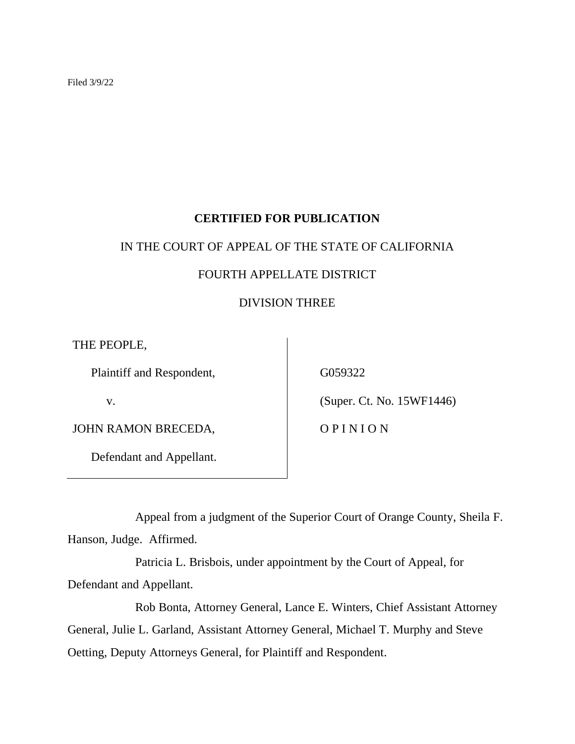Filed 3/9/22

**CERTIFIED FOR PUBLICATION**

IN THE COURT OF APPEAL OF THE STATE OF CALIFORNIA

FOURTH APPELLATE DISTRICT

DIVISION THREE

| | |
|---|---|
| THE PEOPLE, | |
| Plaintiff and Respondent, | G059322 |
| v. | (Super. Ct. No. 15WF1446) |
| JOHN RAMON BRECEDA, | O P I N I O N |
| Defendant and Appellant. | |

Appeal from a judgment of the Superior Court of Orange County, Sheila F. Hanson, Judge. Affirmed.

Patricia L. Brisbois, under appointment by the Court of Appeal, for Defendant and Appellant.

Rob Bonta, Attorney General, Lance E. Winters, Chief Assistant Attorney General, Julie L. Garland, Assistant Attorney General, Michael T. Murphy and Steve Oetting, Deputy Attorneys General, for Plaintiff and Respondent.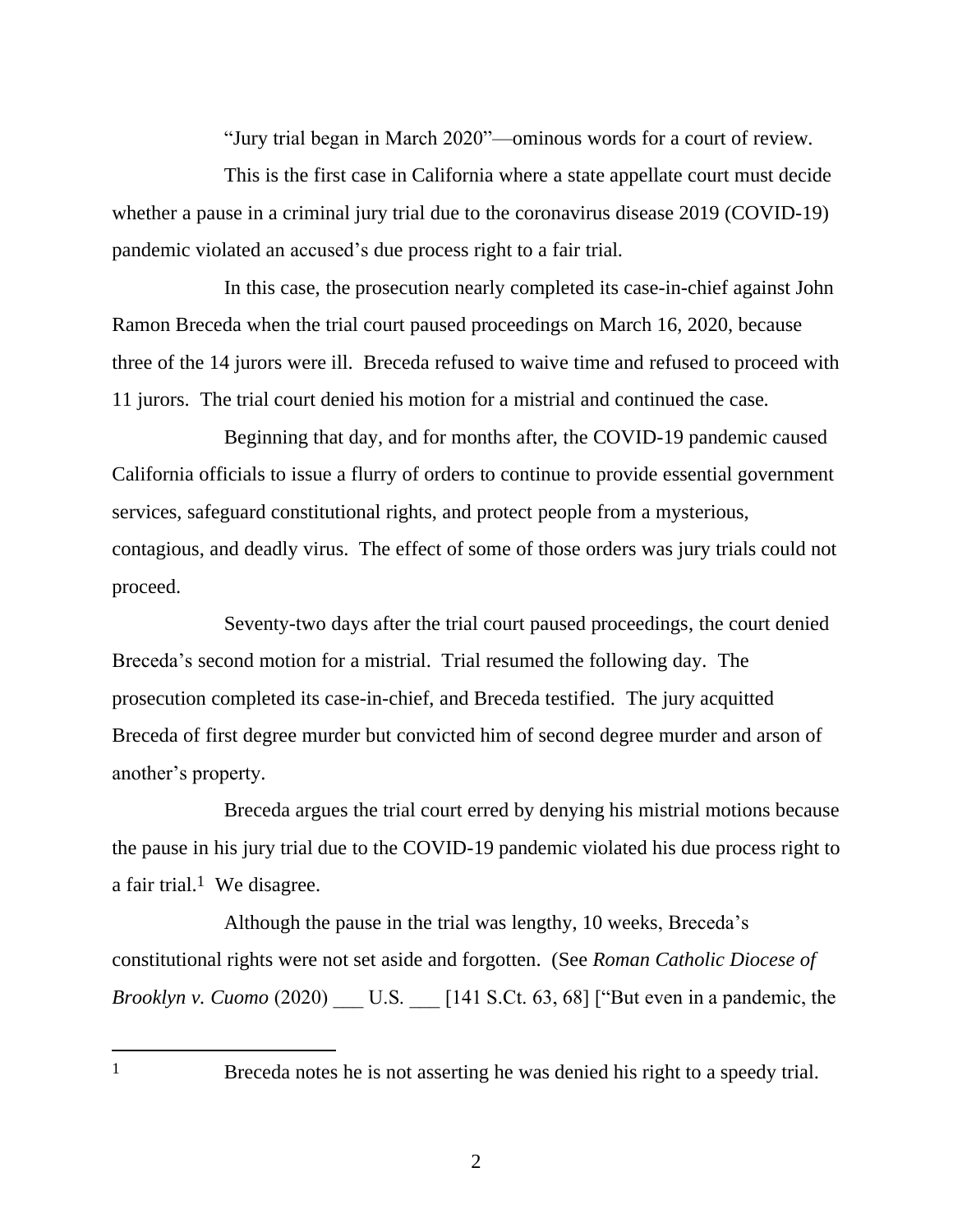"Jury trial began in March 2020"—ominous words for a court of review.

This is the first case in California where a state appellate court must decide whether a pause in a criminal jury trial due to the coronavirus disease 2019 (COVID-19) pandemic violated an accused's due process right to a fair trial.

In this case, the prosecution nearly completed its case-in-chief against John Ramon Breceda when the trial court paused proceedings on March 16, 2020, because three of the 14 jurors were ill. Breceda refused to waive time and refused to proceed with 11 jurors. The trial court denied his motion for a mistrial and continued the case.

Beginning that day, and for months after, the COVID-19 pandemic caused California officials to issue a flurry of orders to continue to provide essential government services, safeguard constitutional rights, and protect people from a mysterious, contagious, and deadly virus. The effect of some of those orders was jury trials could not proceed.

Seventy-two days after the trial court paused proceedings, the court denied Breceda's second motion for a mistrial. Trial resumed the following day. The prosecution completed its case-in-chief, and Breceda testified. The jury acquitted Breceda of first degree murder but convicted him of second degree murder and arson of another's property.

Breceda argues the trial court erred by denying his mistrial motions because the pause in his jury trial due to the COVID-19 pandemic violated his due process right to a fair trial.[1] We disagree.

Although the pause in the trial was lengthy, 10 weeks, Breceda's constitutional rights were not set aside and forgotten. (See *Roman Catholic Diocese of Brooklyn v. Cuomo* (2020) ___ U.S. ___ [141 S.Ct. 63, 68] ["But even in a pandemic, the

---

[1] Breceda notes he is not asserting he was denied his right to a speedy trial.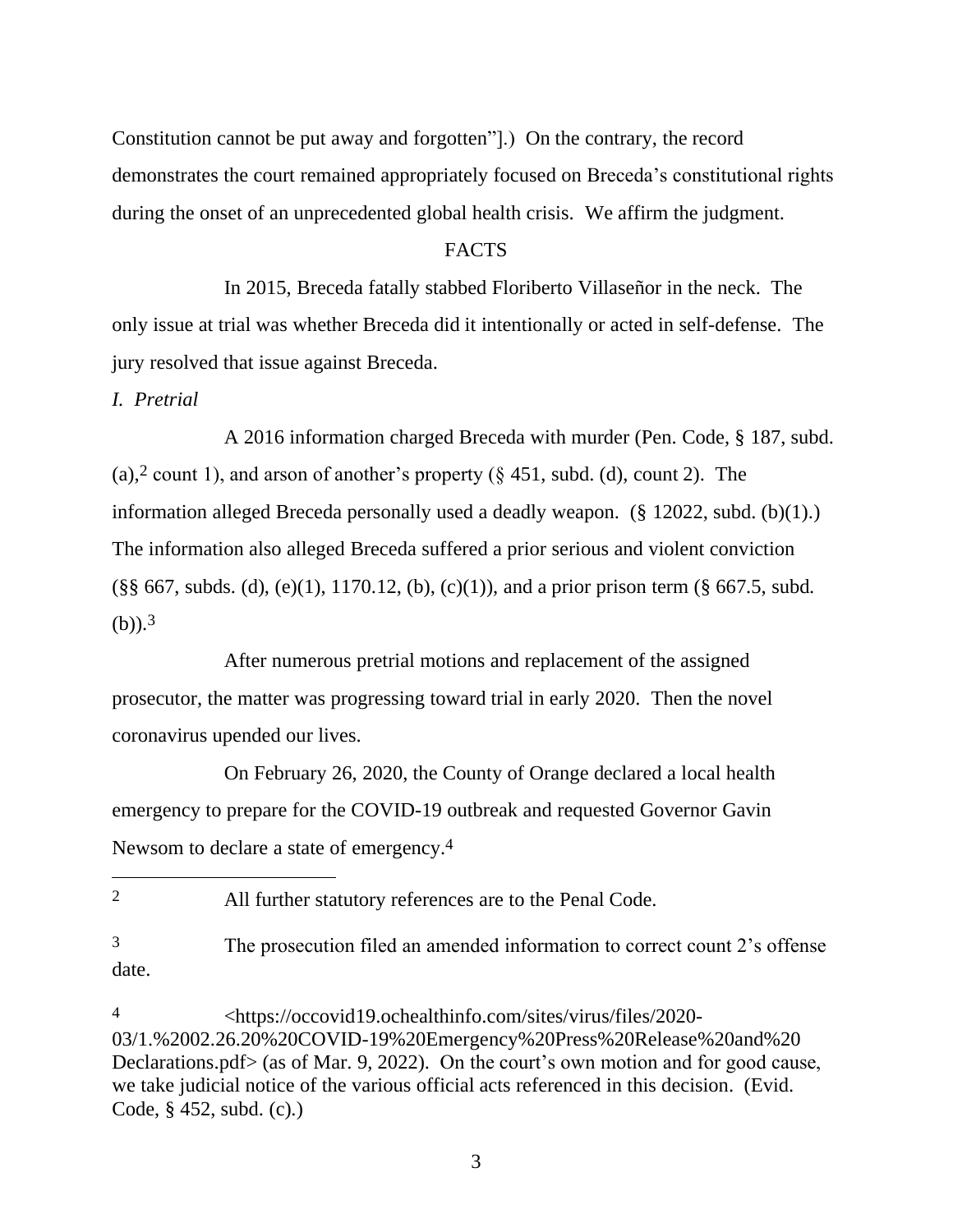Constitution cannot be put away and forgotten"].) On the contrary, the record demonstrates the court remained appropriately focused on Breceda's constitutional rights during the onset of an unprecedented global health crisis. We affirm the judgment.

FACTS

In 2015, Breceda fatally stabbed Floriberto Villaseñor in the neck. The only issue at trial was whether Breceda did it intentionally or acted in self-defense. The jury resolved that issue against Breceda.

*I. Pretrial*

A 2016 information charged Breceda with murder (Pen. Code, § 187, subd. (a),[2] count 1), and arson of another's property (§ 451, subd. (d), count 2). The information alleged Breceda personally used a deadly weapon. (§ 12022, subd. (b)(1).) The information also alleged Breceda suffered a prior serious and violent conviction (§§ 667, subds. (d), (e)(1), 1170.12, (b), (c)(1)), and a prior prison term (§ 667.5, subd. (b)).[3]

After numerous pretrial motions and replacement of the assigned prosecutor, the matter was progressing toward trial in early 2020. Then the novel coronavirus upended our lives.

On February 26, 2020, the County of Orange declared a local health emergency to prepare for the COVID-19 outbreak and requested Governor Gavin Newsom to declare a state of emergency.[4]

---

[2] All further statutory references are to the Penal Code.

[3] The prosecution filed an amended information to correct count 2's offense date.

[4] <https://occovid19.ochealthinfo.com/sites/virus/files/2020-03/1.%2002.26.20%20COVID-19%20Emergency%20Press%20Release%20and%20Declarations.pdf> (as of Mar. 9, 2022). On the court's own motion and for good cause, we take judicial notice of the various official acts referenced in this decision. (Evid. Code, § 452, subd. (c).)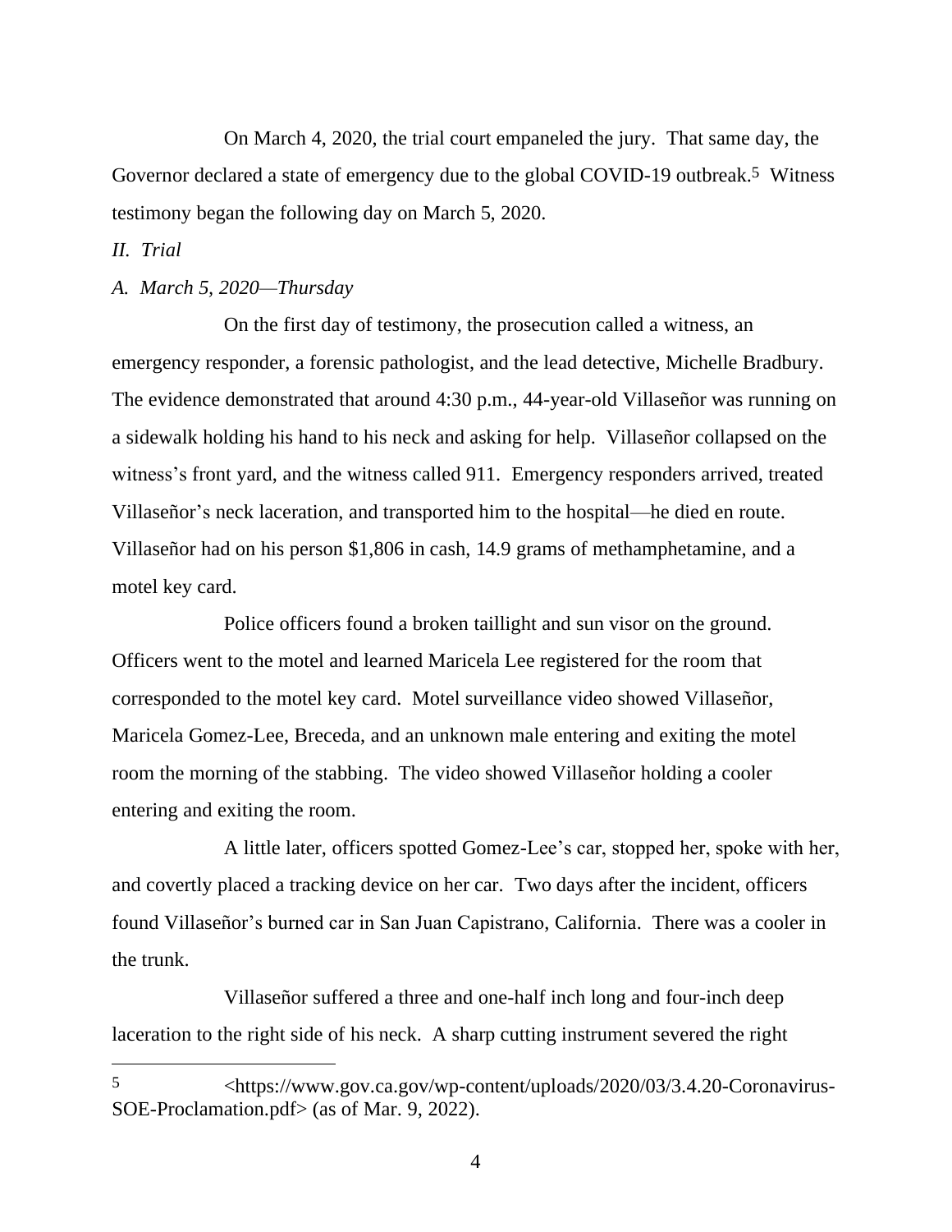On March 4, 2020, the trial court empaneled the jury. That same day, the Governor declared a state of emergency due to the global COVID-19 outbreak.[5] Witness testimony began the following day on March 5, 2020.

*II. Trial*

*A. March 5, 2020—Thursday*

On the first day of testimony, the prosecution called a witness, an emergency responder, a forensic pathologist, and the lead detective, Michelle Bradbury. The evidence demonstrated that around 4:30 p.m., 44-year-old Villaseñor was running on a sidewalk holding his hand to his neck and asking for help. Villaseñor collapsed on the witness's front yard, and the witness called 911. Emergency responders arrived, treated Villaseñor's neck laceration, and transported him to the hospital—he died en route. Villaseñor had on his person $1,806 in cash, 14.9 grams of methamphetamine, and a motel key card.

Police officers found a broken taillight and sun visor on the ground. Officers went to the motel and learned Maricela Lee registered for the room that corresponded to the motel key card. Motel surveillance video showed Villaseñor, Maricela Gomez-Lee, Breceda, and an unknown male entering and exiting the motel room the morning of the stabbing. The video showed Villaseñor holding a cooler entering and exiting the room.

A little later, officers spotted Gomez-Lee's car, stopped her, spoke with her, and covertly placed a tracking device on her car. Two days after the incident, officers found Villaseñor's burned car in San Juan Capistrano, California. There was a cooler in the trunk.

Villaseñor suffered a three and one-half inch long and four-inch deep laceration to the right side of his neck. A sharp cutting instrument severed the right

---

[5] <https://www.gov.ca.gov/wp-content/uploads/2020/03/3.4.20-Coronavirus-SOE-Proclamation.pdf> (as of Mar. 9, 2022).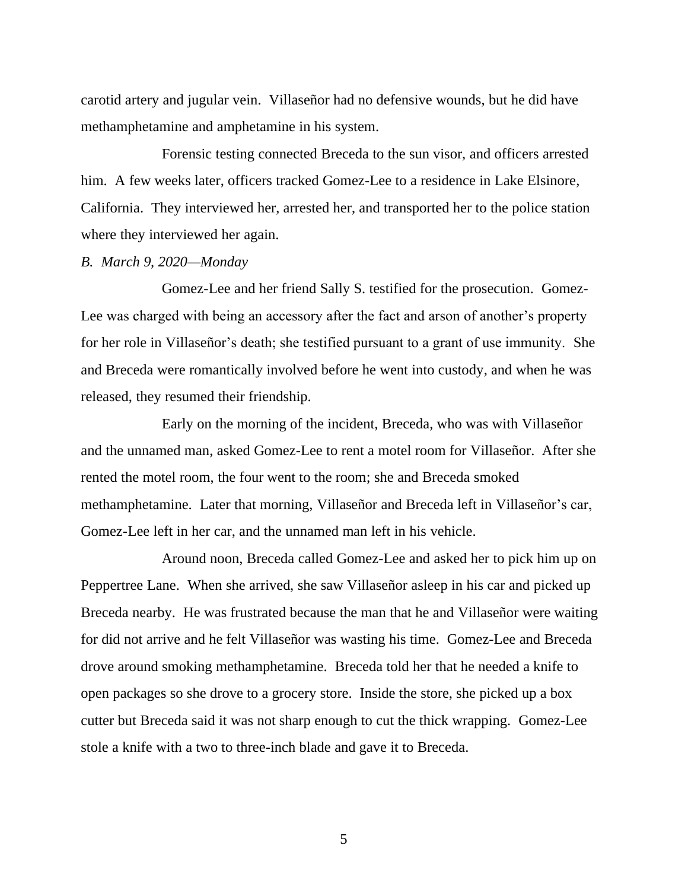carotid artery and jugular vein. Villaseñor had no defensive wounds, but he did have methamphetamine and amphetamine in his system.

Forensic testing connected Breceda to the sun visor, and officers arrested him. A few weeks later, officers tracked Gomez-Lee to a residence in Lake Elsinore, California. They interviewed her, arrested her, and transported her to the police station where they interviewed her again.

*B. March 9, 2020—Monday*

Gomez-Lee and her friend Sally S. testified for the prosecution. Gomez-Lee was charged with being an accessory after the fact and arson of another's property for her role in Villaseñor's death; she testified pursuant to a grant of use immunity. She and Breceda were romantically involved before he went into custody, and when he was released, they resumed their friendship.

Early on the morning of the incident, Breceda, who was with Villaseñor and the unnamed man, asked Gomez-Lee to rent a motel room for Villaseñor. After she rented the motel room, the four went to the room; she and Breceda smoked methamphetamine. Later that morning, Villaseñor and Breceda left in Villaseñor's car, Gomez-Lee left in her car, and the unnamed man left in his vehicle.

Around noon, Breceda called Gomez-Lee and asked her to pick him up on Peppertree Lane. When she arrived, she saw Villaseñor asleep in his car and picked up Breceda nearby. He was frustrated because the man that he and Villaseñor were waiting for did not arrive and he felt Villaseñor was wasting his time. Gomez-Lee and Breceda drove around smoking methamphetamine. Breceda told her that he needed a knife to open packages so she drove to a grocery store. Inside the store, she picked up a box cutter but Breceda said it was not sharp enough to cut the thick wrapping. Gomez-Lee stole a knife with a two to three-inch blade and gave it to Breceda.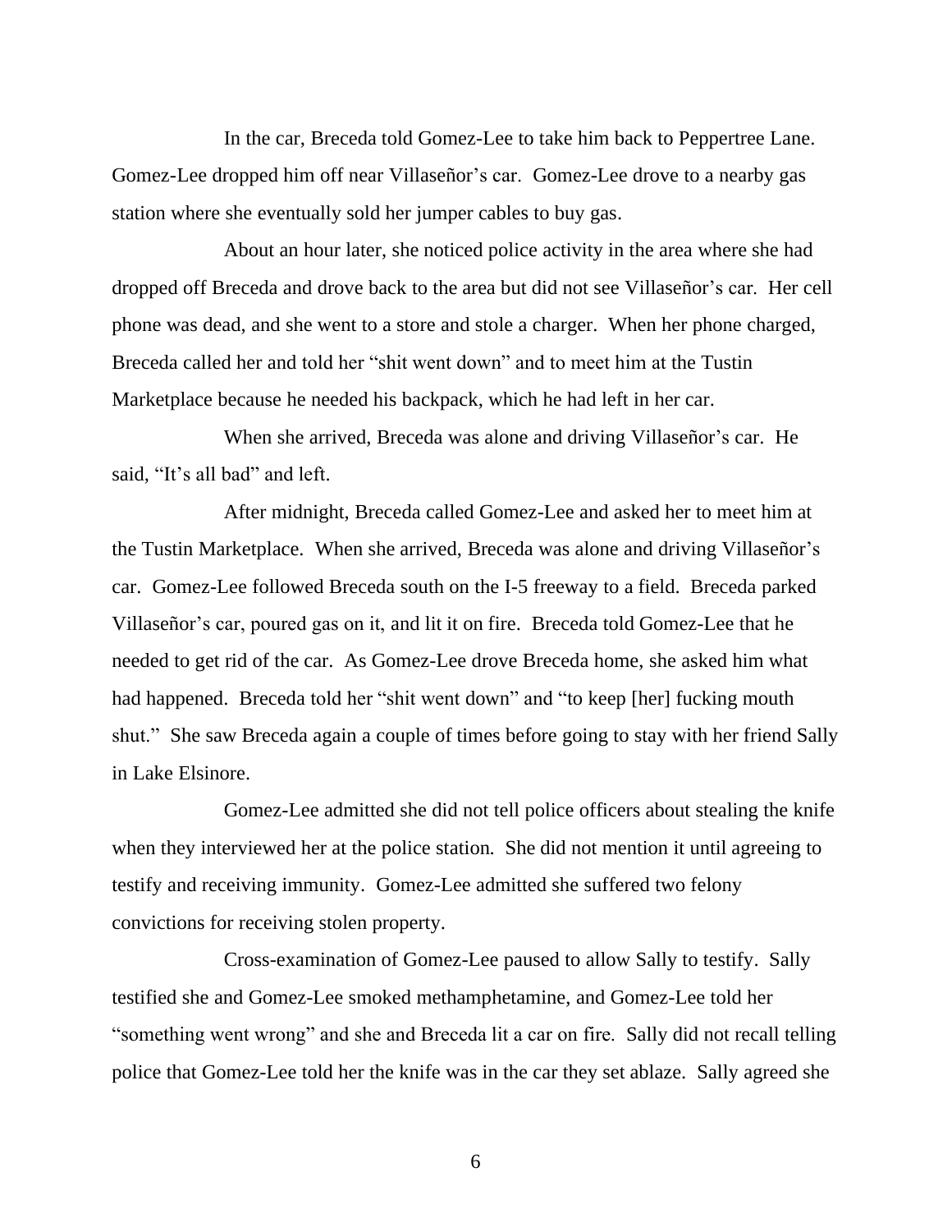In the car, Breceda told Gomez-Lee to take him back to Peppertree Lane. Gomez-Lee dropped him off near Villaseñor's car. Gomez-Lee drove to a nearby gas station where she eventually sold her jumper cables to buy gas.

About an hour later, she noticed police activity in the area where she had dropped off Breceda and drove back to the area but did not see Villaseñor's car. Her cell phone was dead, and she went to a store and stole a charger. When her phone charged, Breceda called her and told her "shit went down" and to meet him at the Tustin Marketplace because he needed his backpack, which he had left in her car.

When she arrived, Breceda was alone and driving Villaseñor's car. He said, "It's all bad" and left.

After midnight, Breceda called Gomez-Lee and asked her to meet him at the Tustin Marketplace. When she arrived, Breceda was alone and driving Villaseñor's car. Gomez-Lee followed Breceda south on the I-5 freeway to a field. Breceda parked Villaseñor's car, poured gas on it, and lit it on fire. Breceda told Gomez-Lee that he needed to get rid of the car. As Gomez-Lee drove Breceda home, she asked him what had happened. Breceda told her "shit went down" and "to keep [her] fucking mouth shut." She saw Breceda again a couple of times before going to stay with her friend Sally in Lake Elsinore.

Gomez-Lee admitted she did not tell police officers about stealing the knife when they interviewed her at the police station. She did not mention it until agreeing to testify and receiving immunity. Gomez-Lee admitted she suffered two felony convictions for receiving stolen property.

Cross-examination of Gomez-Lee paused to allow Sally to testify. Sally testified she and Gomez-Lee smoked methamphetamine, and Gomez-Lee told her "something went wrong" and she and Breceda lit a car on fire. Sally did not recall telling police that Gomez-Lee told her the knife was in the car they set ablaze. Sally agreed she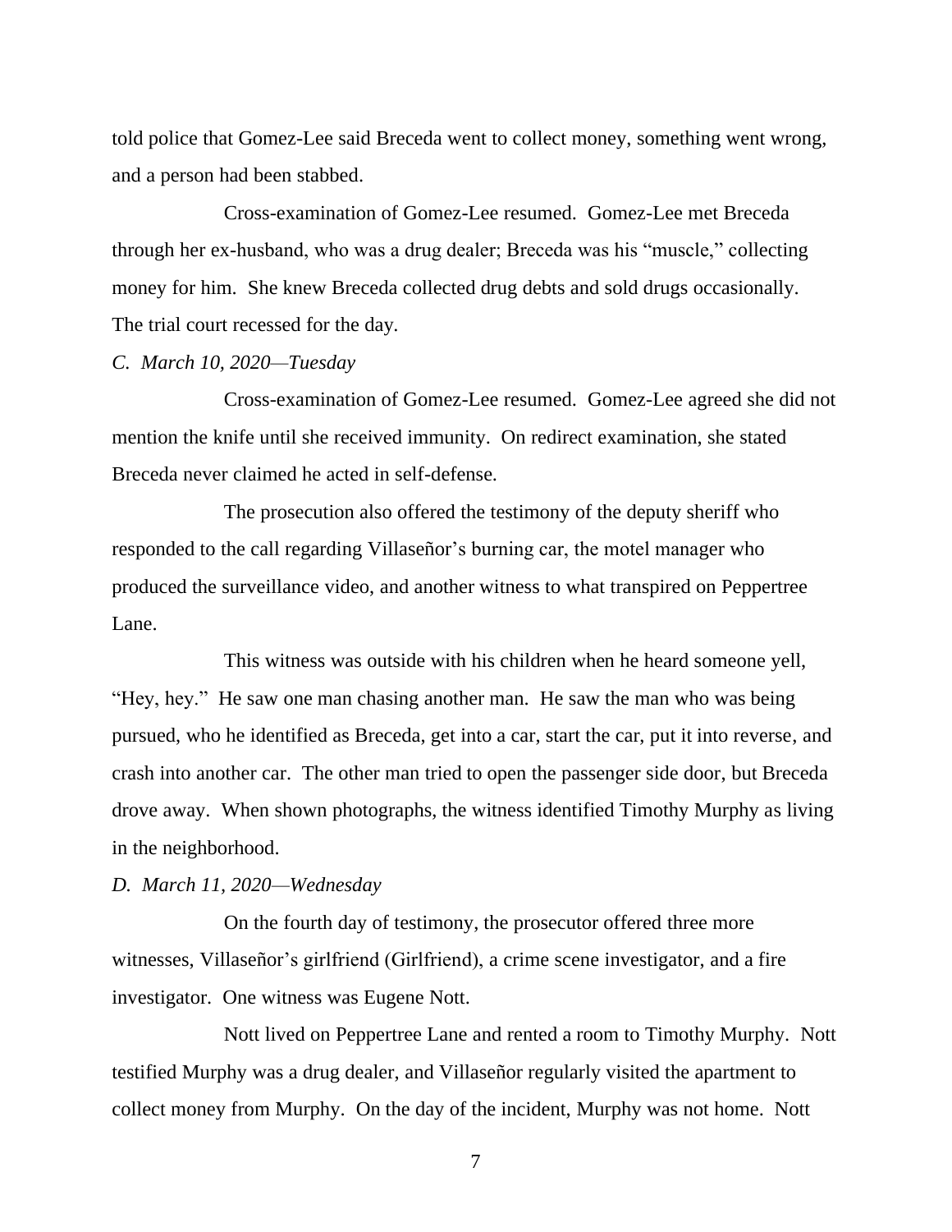told police that Gomez-Lee said Breceda went to collect money, something went wrong, and a person had been stabbed.

Cross-examination of Gomez-Lee resumed. Gomez-Lee met Breceda through her ex-husband, who was a drug dealer; Breceda was his "muscle," collecting money for him. She knew Breceda collected drug debts and sold drugs occasionally. The trial court recessed for the day.

*C. March 10, 2020—Tuesday*

Cross-examination of Gomez-Lee resumed. Gomez-Lee agreed she did not mention the knife until she received immunity. On redirect examination, she stated Breceda never claimed he acted in self-defense.

The prosecution also offered the testimony of the deputy sheriff who responded to the call regarding Villaseñor's burning car, the motel manager who produced the surveillance video, and another witness to what transpired on Peppertree Lane.

This witness was outside with his children when he heard someone yell, "Hey, hey." He saw one man chasing another man. He saw the man who was being pursued, who he identified as Breceda, get into a car, start the car, put it into reverse, and crash into another car. The other man tried to open the passenger side door, but Breceda drove away. When shown photographs, the witness identified Timothy Murphy as living in the neighborhood.

*D. March 11, 2020—Wednesday*

On the fourth day of testimony, the prosecutor offered three more witnesses, Villaseñor's girlfriend (Girlfriend), a crime scene investigator, and a fire investigator. One witness was Eugene Nott.

Nott lived on Peppertree Lane and rented a room to Timothy Murphy. Nott testified Murphy was a drug dealer, and Villaseñor regularly visited the apartment to collect money from Murphy. On the day of the incident, Murphy was not home. Nott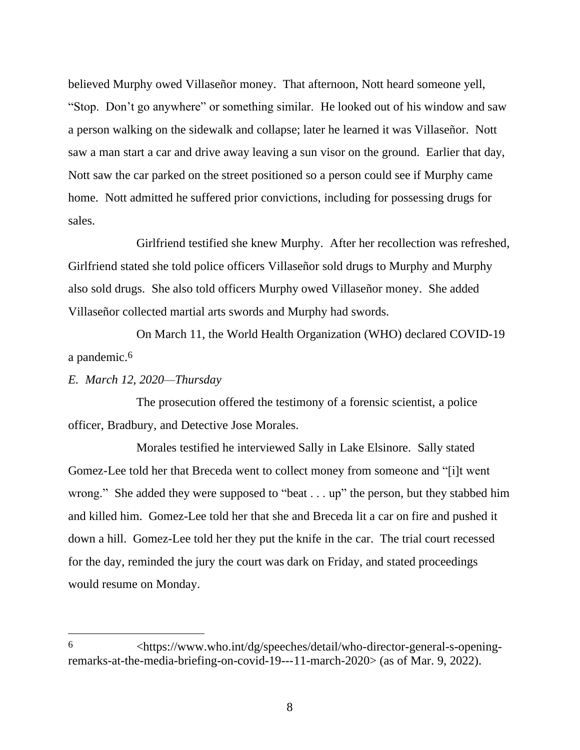believed Murphy owed Villaseñor money. That afternoon, Nott heard someone yell, "Stop. Don't go anywhere" or something similar. He looked out of his window and saw a person walking on the sidewalk and collapse; later he learned it was Villaseñor. Nott saw a man start a car and drive away leaving a sun visor on the ground. Earlier that day, Nott saw the car parked on the street positioned so a person could see if Murphy came home. Nott admitted he suffered prior convictions, including for possessing drugs for sales.

Girlfriend testified she knew Murphy. After her recollection was refreshed, Girlfriend stated she told police officers Villaseñor sold drugs to Murphy and Murphy also sold drugs. She also told officers Murphy owed Villaseñor money. She added Villaseñor collected martial arts swords and Murphy had swords.

On March 11, the World Health Organization (WHO) declared COVID-19 a pandemic.[6]

*E. March 12, 2020—Thursday*

The prosecution offered the testimony of a forensic scientist, a police officer, Bradbury, and Detective Jose Morales.

Morales testified he interviewed Sally in Lake Elsinore. Sally stated Gomez-Lee told her that Breceda went to collect money from someone and "[i]t went wrong." She added they were supposed to "beat . . . up" the person, but they stabbed him and killed him. Gomez-Lee told her that she and Breceda lit a car on fire and pushed it down a hill. Gomez-Lee told her they put the knife in the car. The trial court recessed for the day, reminded the jury the court was dark on Friday, and stated proceedings would resume on Monday.

---

[6] <https://www.who.int/dg/speeches/detail/who-director-general-s-opening-remarks-at-the-media-briefing-on-covid-19---11-march-2020> (as of Mar. 9, 2022).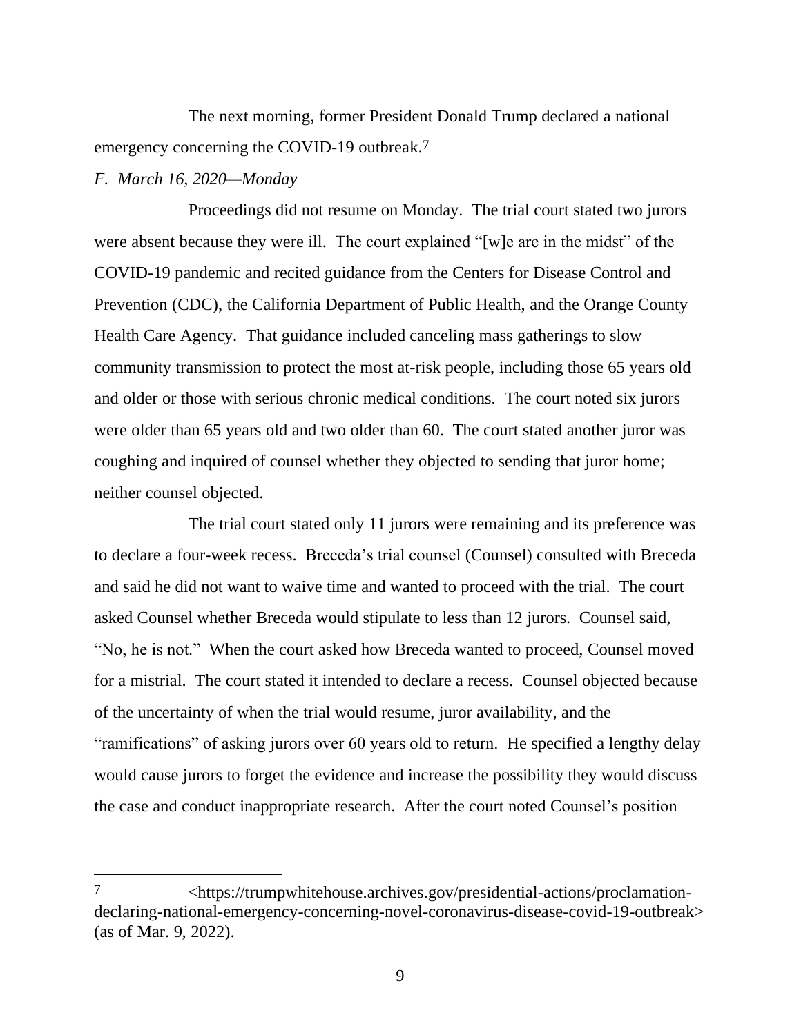The next morning, former President Donald Trump declared a national emergency concerning the COVID-19 outbreak.[7]

*F. March 16, 2020—Monday*

Proceedings did not resume on Monday. The trial court stated two jurors were absent because they were ill. The court explained "[w]e are in the midst" of the COVID-19 pandemic and recited guidance from the Centers for Disease Control and Prevention (CDC), the California Department of Public Health, and the Orange County Health Care Agency. That guidance included canceling mass gatherings to slow community transmission to protect the most at-risk people, including those 65 years old and older or those with serious chronic medical conditions. The court noted six jurors were older than 65 years old and two older than 60. The court stated another juror was coughing and inquired of counsel whether they objected to sending that juror home; neither counsel objected.

The trial court stated only 11 jurors were remaining and its preference was to declare a four-week recess. Breceda's trial counsel (Counsel) consulted with Breceda and said he did not want to waive time and wanted to proceed with the trial. The court asked Counsel whether Breceda would stipulate to less than 12 jurors. Counsel said, "No, he is not." When the court asked how Breceda wanted to proceed, Counsel moved for a mistrial. The court stated it intended to declare a recess. Counsel objected because of the uncertainty of when the trial would resume, juror availability, and the "ramifications" of asking jurors over 60 years old to return. He specified a lengthy delay would cause jurors to forget the evidence and increase the possibility they would discuss the case and conduct inappropriate research. After the court noted Counsel's position

---

[7] <https://trumpwhitehouse.archives.gov/presidential-actions/proclamation-declaring-national-emergency-concerning-novel-coronavirus-disease-covid-19-outbreak> (as of Mar. 9, 2022).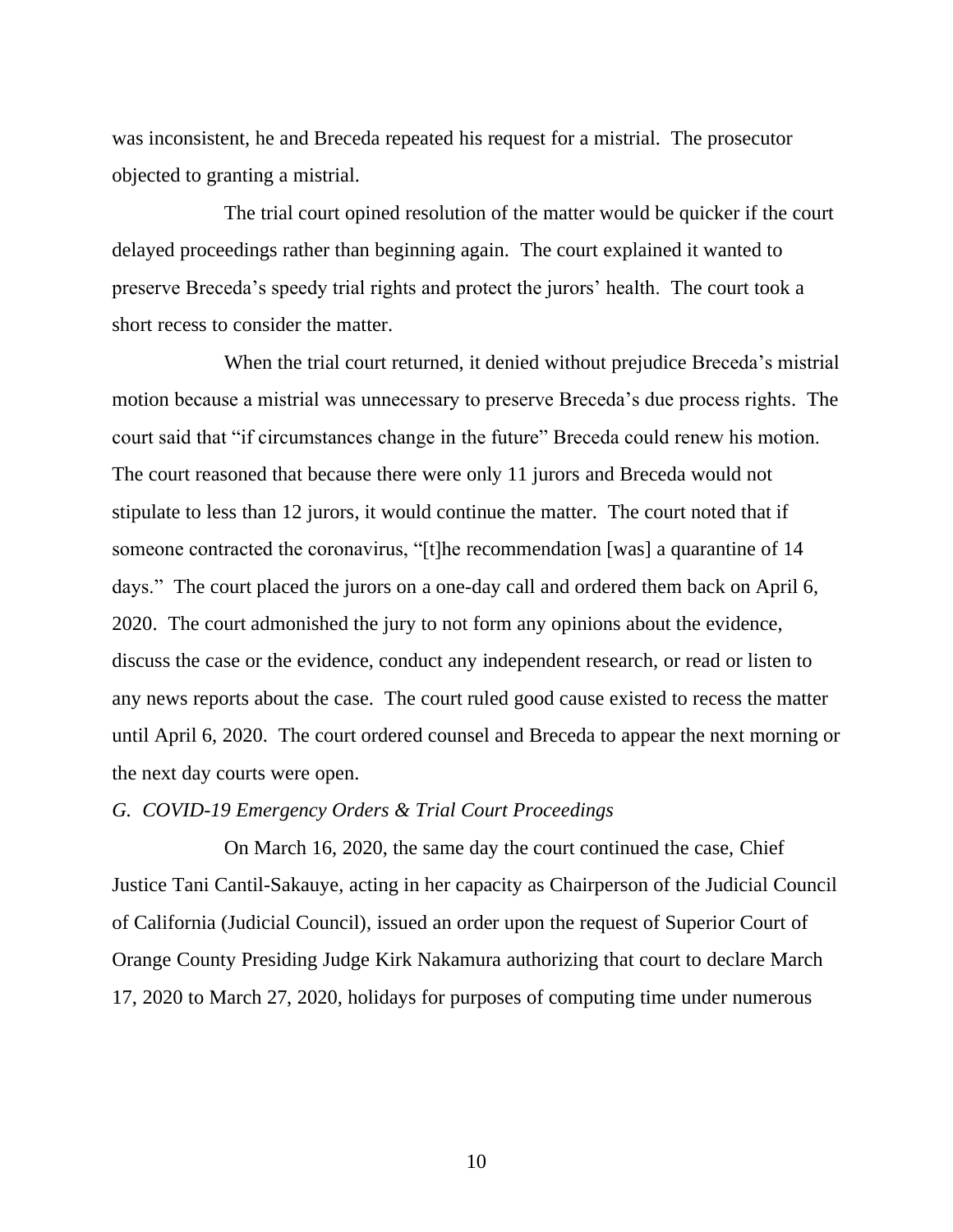was inconsistent, he and Breceda repeated his request for a mistrial. The prosecutor objected to granting a mistrial.

The trial court opined resolution of the matter would be quicker if the court delayed proceedings rather than beginning again. The court explained it wanted to preserve Breceda's speedy trial rights and protect the jurors' health. The court took a short recess to consider the matter.

When the trial court returned, it denied without prejudice Breceda's mistrial motion because a mistrial was unnecessary to preserve Breceda's due process rights. The court said that "if circumstances change in the future" Breceda could renew his motion. The court reasoned that because there were only 11 jurors and Breceda would not stipulate to less than 12 jurors, it would continue the matter. The court noted that if someone contracted the coronavirus, "[t]he recommendation [was] a quarantine of 14 days." The court placed the jurors on a one-day call and ordered them back on April 6, 2020. The court admonished the jury to not form any opinions about the evidence, discuss the case or the evidence, conduct any independent research, or read or listen to any news reports about the case. The court ruled good cause existed to recess the matter until April 6, 2020. The court ordered counsel and Breceda to appear the next morning or the next day courts were open.

*G. COVID-19 Emergency Orders & Trial Court Proceedings*

On March 16, 2020, the same day the court continued the case, Chief Justice Tani Cantil-Sakauye, acting in her capacity as Chairperson of the Judicial Council of California (Judicial Council), issued an order upon the request of Superior Court of Orange County Presiding Judge Kirk Nakamura authorizing that court to declare March 17, 2020 to March 27, 2020, holidays for purposes of computing time under numerous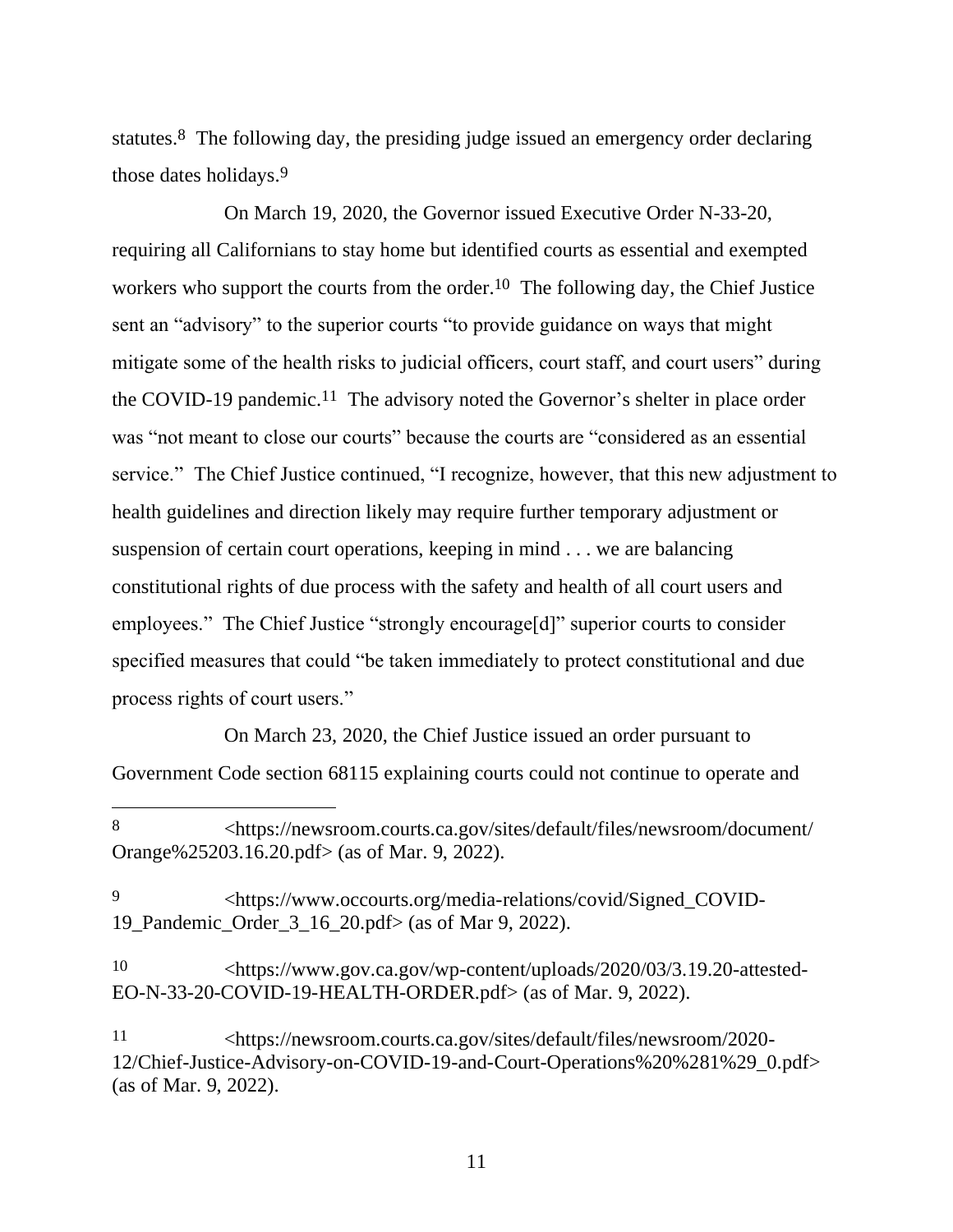statutes.[8] The following day, the presiding judge issued an emergency order declaring those dates holidays.[9]

On March 19, 2020, the Governor issued Executive Order N-33-20, requiring all Californians to stay home but identified courts as essential and exempted workers who support the courts from the order.[10] The following day, the Chief Justice sent an "advisory" to the superior courts "to provide guidance on ways that might mitigate some of the health risks to judicial officers, court staff, and court users" during the COVID-19 pandemic.[11] The advisory noted the Governor's shelter in place order was "not meant to close our courts" because the courts are "considered as an essential service." The Chief Justice continued, "I recognize, however, that this new adjustment to health guidelines and direction likely may require further temporary adjustment or suspension of certain court operations, keeping in mind . . . we are balancing constitutional rights of due process with the safety and health of all court users and employees." The Chief Justice "strongly encourage[d]" superior courts to consider specified measures that could "be taken immediately to protect constitutional and due process rights of court users."

On March 23, 2020, the Chief Justice issued an order pursuant to Government Code section 68115 explaining courts could not continue to operate and

---

[8] <https://newsroom.courts.ca.gov/sites/default/files/newsroom/document/Orange%25203.16.20.pdf> (as of Mar. 9, 2022).

[9] <https://www.occourts.org/media-relations/covid/Signed_COVID-19_Pandemic_Order_3_16_20.pdf> (as of Mar 9, 2022).

[10] <https://www.gov.ca.gov/wp-content/uploads/2020/03/3.19.20-attested-EO-N-33-20-COVID-19-HEALTH-ORDER.pdf> (as of Mar. 9, 2022).

[11] <https://newsroom.courts.ca.gov/sites/default/files/newsroom/2020-12/Chief-Justice-Advisory-on-COVID-19-and-Court-Operations%20%281%29_0.pdf> (as of Mar. 9, 2022).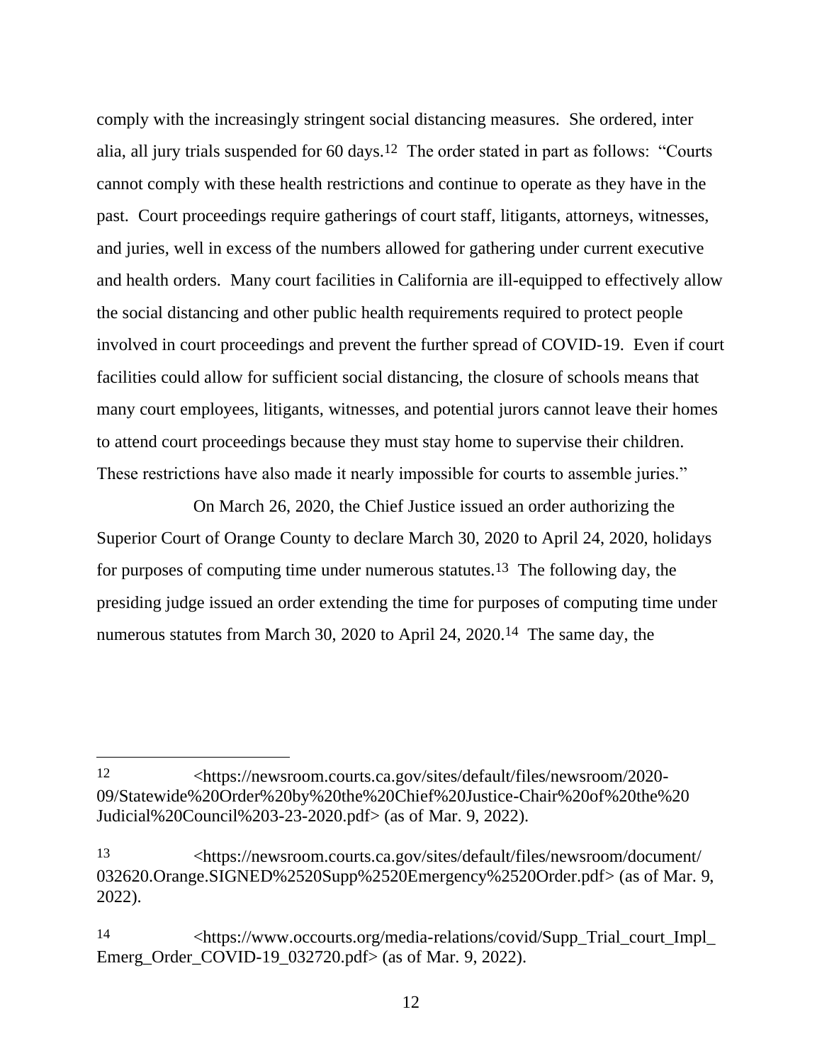comply with the increasingly stringent social distancing measures. She ordered, inter alia, all jury trials suspended for 60 days.[12] The order stated in part as follows: "Courts cannot comply with these health restrictions and continue to operate as they have in the past. Court proceedings require gatherings of court staff, litigants, attorneys, witnesses, and juries, well in excess of the numbers allowed for gathering under current executive and health orders. Many court facilities in California are ill-equipped to effectively allow the social distancing and other public health requirements required to protect people involved in court proceedings and prevent the further spread of COVID-19. Even if court facilities could allow for sufficient social distancing, the closure of schools means that many court employees, litigants, witnesses, and potential jurors cannot leave their homes to attend court proceedings because they must stay home to supervise their children. These restrictions have also made it nearly impossible for courts to assemble juries."

On March 26, 2020, the Chief Justice issued an order authorizing the Superior Court of Orange County to declare March 30, 2020 to April 24, 2020, holidays for purposes of computing time under numerous statutes.[13] The following day, the presiding judge issued an order extending the time for purposes of computing time under numerous statutes from March 30, 2020 to April 24, 2020.[14] The same day, the

---

[12] <https://newsroom.courts.ca.gov/sites/default/files/newsroom/2020-09/Statewide%20Order%20by%20the%20Chief%20Justice-Chair%20of%20the%20Judicial%20Council%203-23-2020.pdf> (as of Mar. 9, 2022).

[13] <https://newsroom.courts.ca.gov/sites/default/files/newsroom/document/032620.Orange.SIGNED%2520Supp%2520Emergency%2520Order.pdf> (as of Mar. 9, 2022).

[14] <https://www.occourts.org/media-relations/covid/Supp_Trial_court_Impl_Emerg_Order_COVID-19_032720.pdf> (as of Mar. 9, 2022).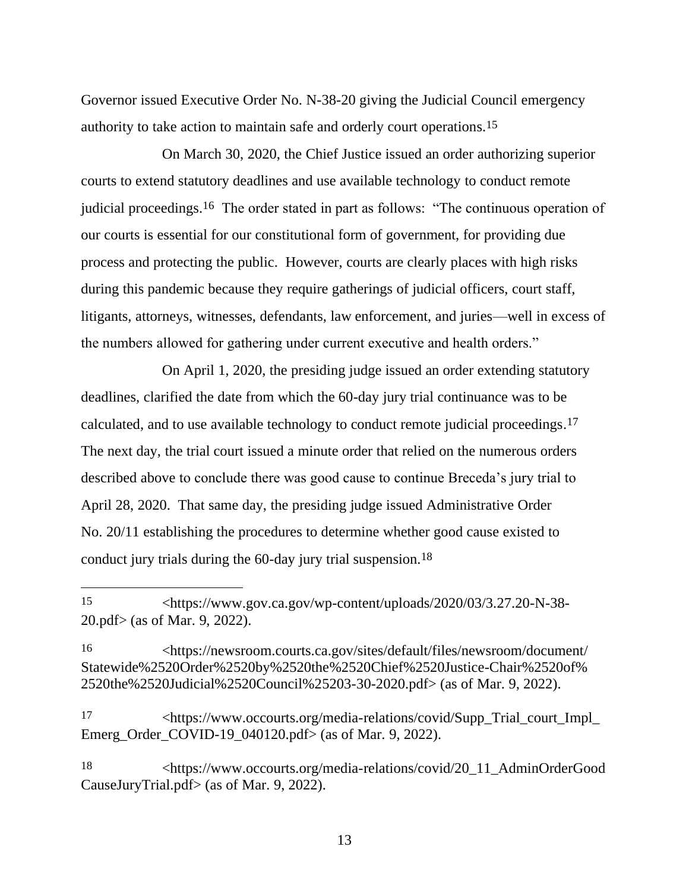Governor issued Executive Order No. N-38-20 giving the Judicial Council emergency authority to take action to maintain safe and orderly court operations.[15]

On March 30, 2020, the Chief Justice issued an order authorizing superior courts to extend statutory deadlines and use available technology to conduct remote judicial proceedings.[16] The order stated in part as follows: "The continuous operation of our courts is essential for our constitutional form of government, for providing due process and protecting the public. However, courts are clearly places with high risks during this pandemic because they require gatherings of judicial officers, court staff, litigants, attorneys, witnesses, defendants, law enforcement, and juries—well in excess of the numbers allowed for gathering under current executive and health orders."

On April 1, 2020, the presiding judge issued an order extending statutory deadlines, clarified the date from which the 60-day jury trial continuance was to be calculated, and to use available technology to conduct remote judicial proceedings.[17] The next day, the trial court issued a minute order that relied on the numerous orders described above to conclude there was good cause to continue Breceda's jury trial to April 28, 2020. That same day, the presiding judge issued Administrative Order No. 20/11 establishing the procedures to determine whether good cause existed to conduct jury trials during the 60-day jury trial suspension.[18]

---

[15] <https://www.gov.ca.gov/wp-content/uploads/2020/03/3.27.20-N-38-20.pdf> (as of Mar. 9, 2022).

[16] <https://newsroom.courts.ca.gov/sites/default/files/newsroom/document/Statewide%2520Order%2520by%2520the%2520Chief%2520Justice-Chair%2520of%2520the%2520Judicial%2520Council%25203-30-2020.pdf> (as of Mar. 9, 2022).

[17] <https://www.occourts.org/media-relations/covid/Supp_Trial_court_Impl_Emerg_Order_COVID-19_040120.pdf> (as of Mar. 9, 2022).

[18] <https://www.occourts.org/media-relations/covid/20_11_AdminOrderGoodCauseJuryTrial.pdf> (as of Mar. 9, 2022).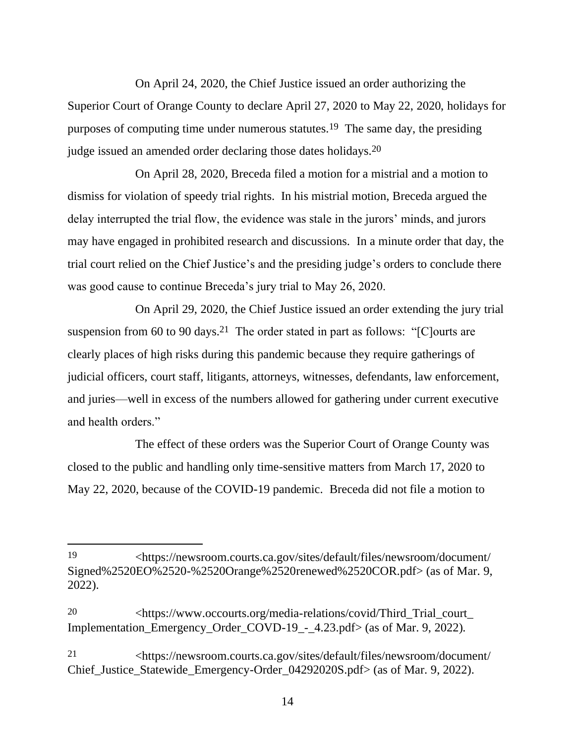On April 24, 2020, the Chief Justice issued an order authorizing the Superior Court of Orange County to declare April 27, 2020 to May 22, 2020, holidays for purposes of computing time under numerous statutes.[19] The same day, the presiding judge issued an amended order declaring those dates holidays.[20]

On April 28, 2020, Breceda filed a motion for a mistrial and a motion to dismiss for violation of speedy trial rights. In his mistrial motion, Breceda argued the delay interrupted the trial flow, the evidence was stale in the jurors' minds, and jurors may have engaged in prohibited research and discussions. In a minute order that day, the trial court relied on the Chief Justice's and the presiding judge's orders to conclude there was good cause to continue Breceda's jury trial to May 26, 2020.

On April 29, 2020, the Chief Justice issued an order extending the jury trial suspension from 60 to 90 days.[21] The order stated in part as follows: "[C]ourts are clearly places of high risks during this pandemic because they require gatherings of judicial officers, court staff, litigants, attorneys, witnesses, defendants, law enforcement, and juries—well in excess of the numbers allowed for gathering under current executive and health orders."

The effect of these orders was the Superior Court of Orange County was closed to the public and handling only time-sensitive matters from March 17, 2020 to May 22, 2020, because of the COVID-19 pandemic. Breceda did not file a motion to

---

[19] <https://newsroom.courts.ca.gov/sites/default/files/newsroom/document/Signed%2520EO%2520-%2520Orange%2520renewed%2520COR.pdf> (as of Mar. 9, 2022).

[20] <https://www.occourts.org/media-relations/covid/Third_Trial_court_Implementation_Emergency_Order_COVD-19_-_4.23.pdf> (as of Mar. 9, 2022).

[21] <https://newsroom.courts.ca.gov/sites/default/files/newsroom/document/Chief_Justice_Statewide_Emergency-Order_04292020S.pdf> (as of Mar. 9, 2022).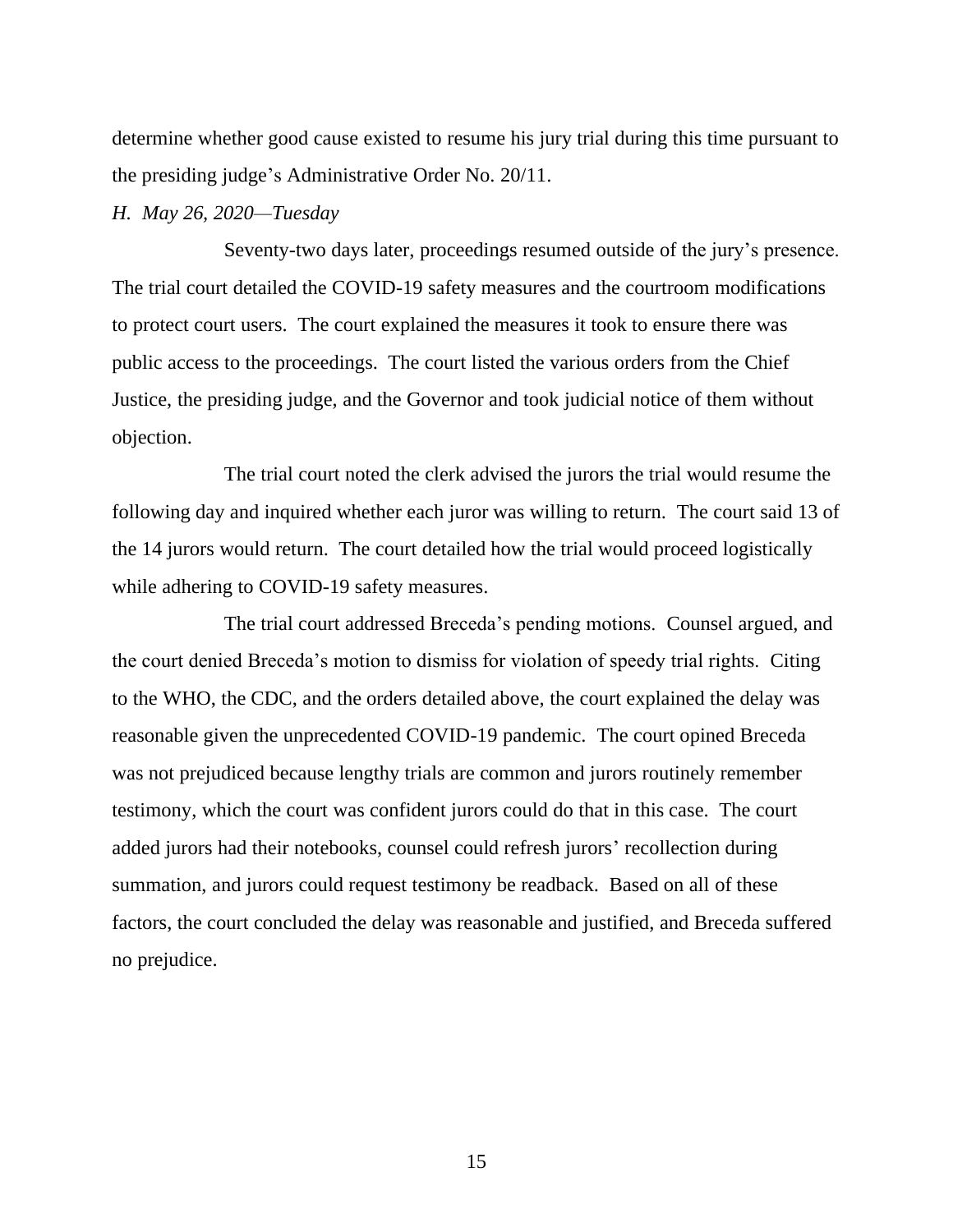determine whether good cause existed to resume his jury trial during this time pursuant to the presiding judge's Administrative Order No. 20/11.

*H. May 26, 2020—Tuesday*

Seventy-two days later, proceedings resumed outside of the jury's presence. The trial court detailed the COVID-19 safety measures and the courtroom modifications to protect court users. The court explained the measures it took to ensure there was public access to the proceedings. The court listed the various orders from the Chief Justice, the presiding judge, and the Governor and took judicial notice of them without objection.

The trial court noted the clerk advised the jurors the trial would resume the following day and inquired whether each juror was willing to return. The court said 13 of the 14 jurors would return. The court detailed how the trial would proceed logistically while adhering to COVID-19 safety measures.

The trial court addressed Breceda's pending motions. Counsel argued, and the court denied Breceda's motion to dismiss for violation of speedy trial rights. Citing to the WHO, the CDC, and the orders detailed above, the court explained the delay was reasonable given the unprecedented COVID-19 pandemic. The court opined Breceda was not prejudiced because lengthy trials are common and jurors routinely remember testimony, which the court was confident jurors could do that in this case. The court added jurors had their notebooks, counsel could refresh jurors' recollection during summation, and jurors could request testimony be readback. Based on all of these factors, the court concluded the delay was reasonable and justified, and Breceda suffered no prejudice.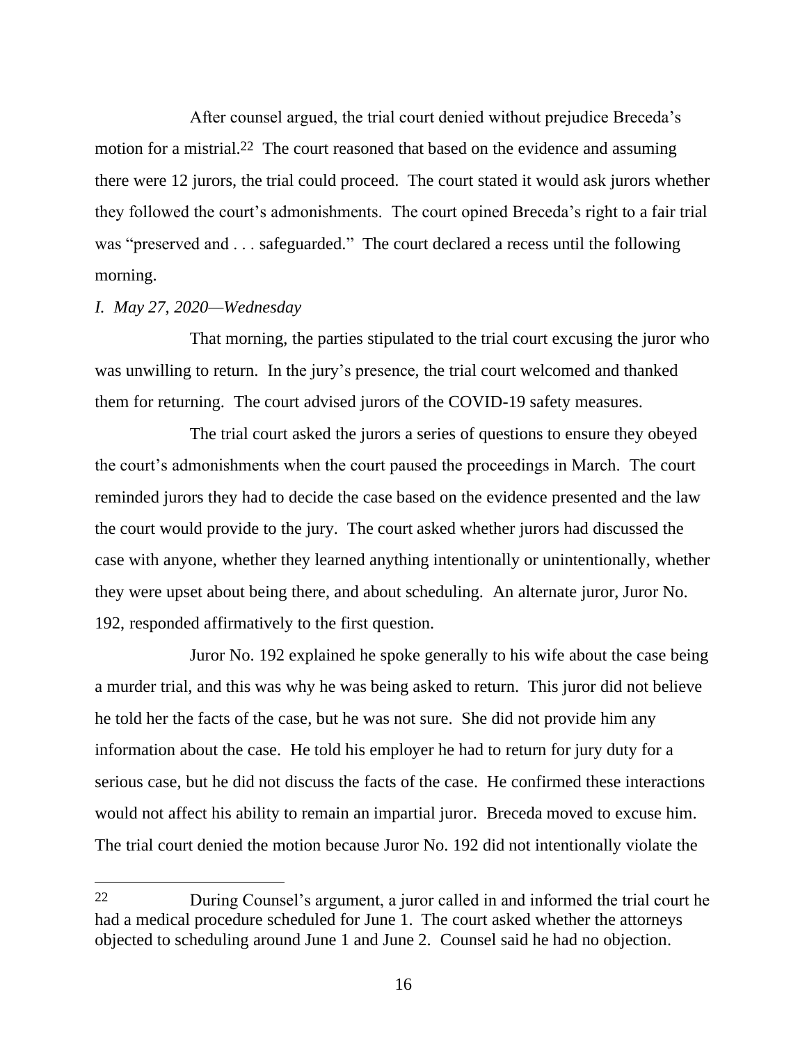After counsel argued, the trial court denied without prejudice Breceda's motion for a mistrial.[22] The court reasoned that based on the evidence and assuming there were 12 jurors, the trial could proceed. The court stated it would ask jurors whether they followed the court's admonishments. The court opined Breceda's right to a fair trial was "preserved and . . . safeguarded." The court declared a recess until the following morning.

*I. May 27, 2020—Wednesday*

That morning, the parties stipulated to the trial court excusing the juror who was unwilling to return. In the jury's presence, the trial court welcomed and thanked them for returning. The court advised jurors of the COVID-19 safety measures.

The trial court asked the jurors a series of questions to ensure they obeyed the court's admonishments when the court paused the proceedings in March. The court reminded jurors they had to decide the case based on the evidence presented and the law the court would provide to the jury. The court asked whether jurors had discussed the case with anyone, whether they learned anything intentionally or unintentionally, whether they were upset about being there, and about scheduling. An alternate juror, Juror No. 192, responded affirmatively to the first question.

Juror No. 192 explained he spoke generally to his wife about the case being a murder trial, and this was why he was being asked to return. This juror did not believe he told her the facts of the case, but he was not sure. She did not provide him any information about the case. He told his employer he had to return for jury duty for a serious case, but he did not discuss the facts of the case. He confirmed these interactions would not affect his ability to remain an impartial juror. Breceda moved to excuse him. The trial court denied the motion because Juror No. 192 did not intentionally violate the

---

[22] During Counsel's argument, a juror called in and informed the trial court he had a medical procedure scheduled for June 1. The court asked whether the attorneys objected to scheduling around June 1 and June 2. Counsel said he had no objection.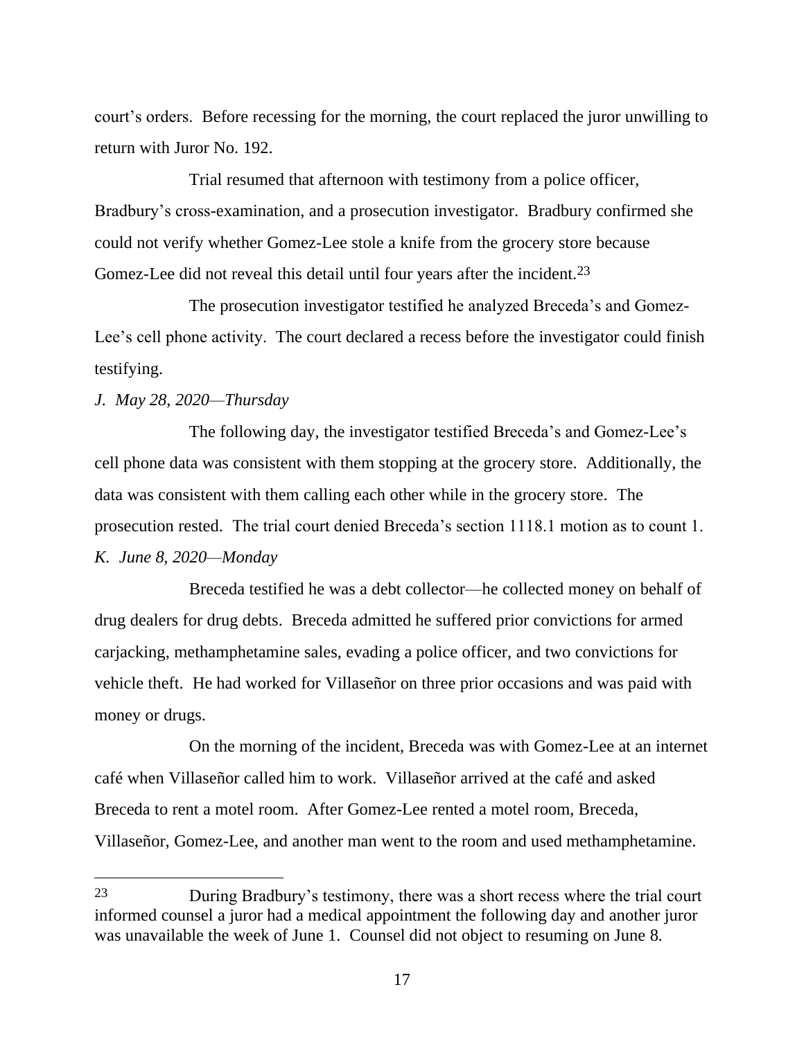court's orders. Before recessing for the morning, the court replaced the juror unwilling to return with Juror No. 192.

Trial resumed that afternoon with testimony from a police officer, Bradbury's cross-examination, and a prosecution investigator. Bradbury confirmed she could not verify whether Gomez-Lee stole a knife from the grocery store because Gomez-Lee did not reveal this detail until four years after the incident.[23]

The prosecution investigator testified he analyzed Breceda's and Gomez-Lee's cell phone activity. The court declared a recess before the investigator could finish testifying.

*J. May 28, 2020—Thursday*

The following day, the investigator testified Breceda's and Gomez-Lee's cell phone data was consistent with them stopping at the grocery store. Additionally, the data was consistent with them calling each other while in the grocery store. The prosecution rested. The trial court denied Breceda's section 1118.1 motion as to count 1.

*K. June 8, 2020—Monday*

Breceda testified he was a debt collector—he collected money on behalf of drug dealers for drug debts. Breceda admitted he suffered prior convictions for armed carjacking, methamphetamine sales, evading a police officer, and two convictions for vehicle theft. He had worked for Villaseñor on three prior occasions and was paid with money or drugs.

On the morning of the incident, Breceda was with Gomez-Lee at an internet café when Villaseñor called him to work. Villaseñor arrived at the café and asked Breceda to rent a motel room. After Gomez-Lee rented a motel room, Breceda, Villaseñor, Gomez-Lee, and another man went to the room and used methamphetamine.

---

[23] During Bradbury's testimony, there was a short recess where the trial court informed counsel a juror had a medical appointment the following day and another juror was unavailable the week of June 1. Counsel did not object to resuming on June 8.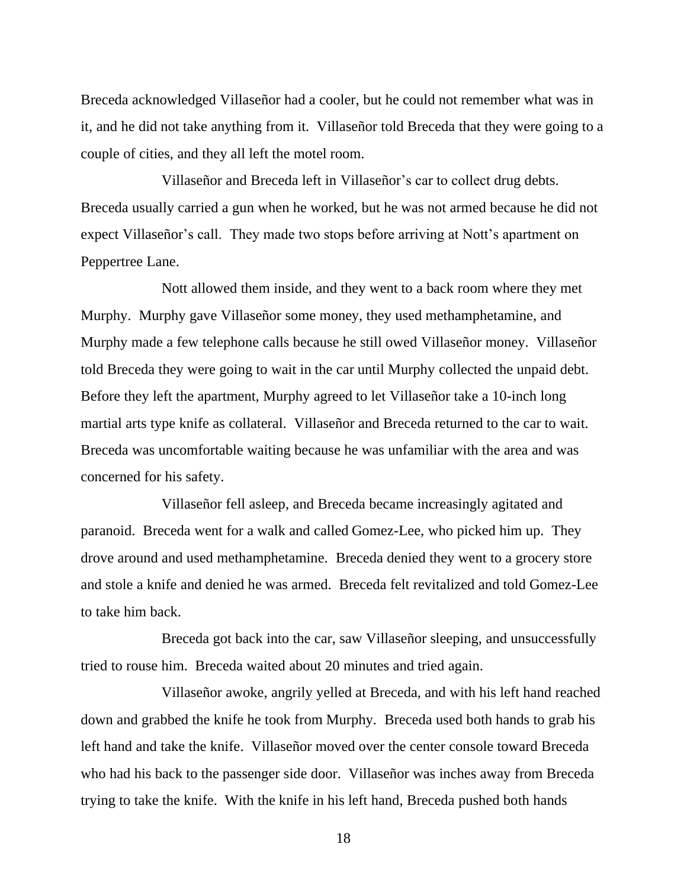Breceda acknowledged Villaseñor had a cooler, but he could not remember what was in it, and he did not take anything from it. Villaseñor told Breceda that they were going to a couple of cities, and they all left the motel room.

Villaseñor and Breceda left in Villaseñor's car to collect drug debts. Breceda usually carried a gun when he worked, but he was not armed because he did not expect Villaseñor's call. They made two stops before arriving at Nott's apartment on Peppertree Lane.

Nott allowed them inside, and they went to a back room where they met Murphy. Murphy gave Villaseñor some money, they used methamphetamine, and Murphy made a few telephone calls because he still owed Villaseñor money. Villaseñor told Breceda they were going to wait in the car until Murphy collected the unpaid debt. Before they left the apartment, Murphy agreed to let Villaseñor take a 10-inch long martial arts type knife as collateral. Villaseñor and Breceda returned to the car to wait. Breceda was uncomfortable waiting because he was unfamiliar with the area and was concerned for his safety.

Villaseñor fell asleep, and Breceda became increasingly agitated and paranoid. Breceda went for a walk and called Gomez-Lee, who picked him up. They drove around and used methamphetamine. Breceda denied they went to a grocery store and stole a knife and denied he was armed. Breceda felt revitalized and told Gomez-Lee to take him back.

Breceda got back into the car, saw Villaseñor sleeping, and unsuccessfully tried to rouse him. Breceda waited about 20 minutes and tried again.

Villaseñor awoke, angrily yelled at Breceda, and with his left hand reached down and grabbed the knife he took from Murphy. Breceda used both hands to grab his left hand and take the knife. Villaseñor moved over the center console toward Breceda who had his back to the passenger side door. Villaseñor was inches away from Breceda trying to take the knife. With the knife in his left hand, Breceda pushed both hands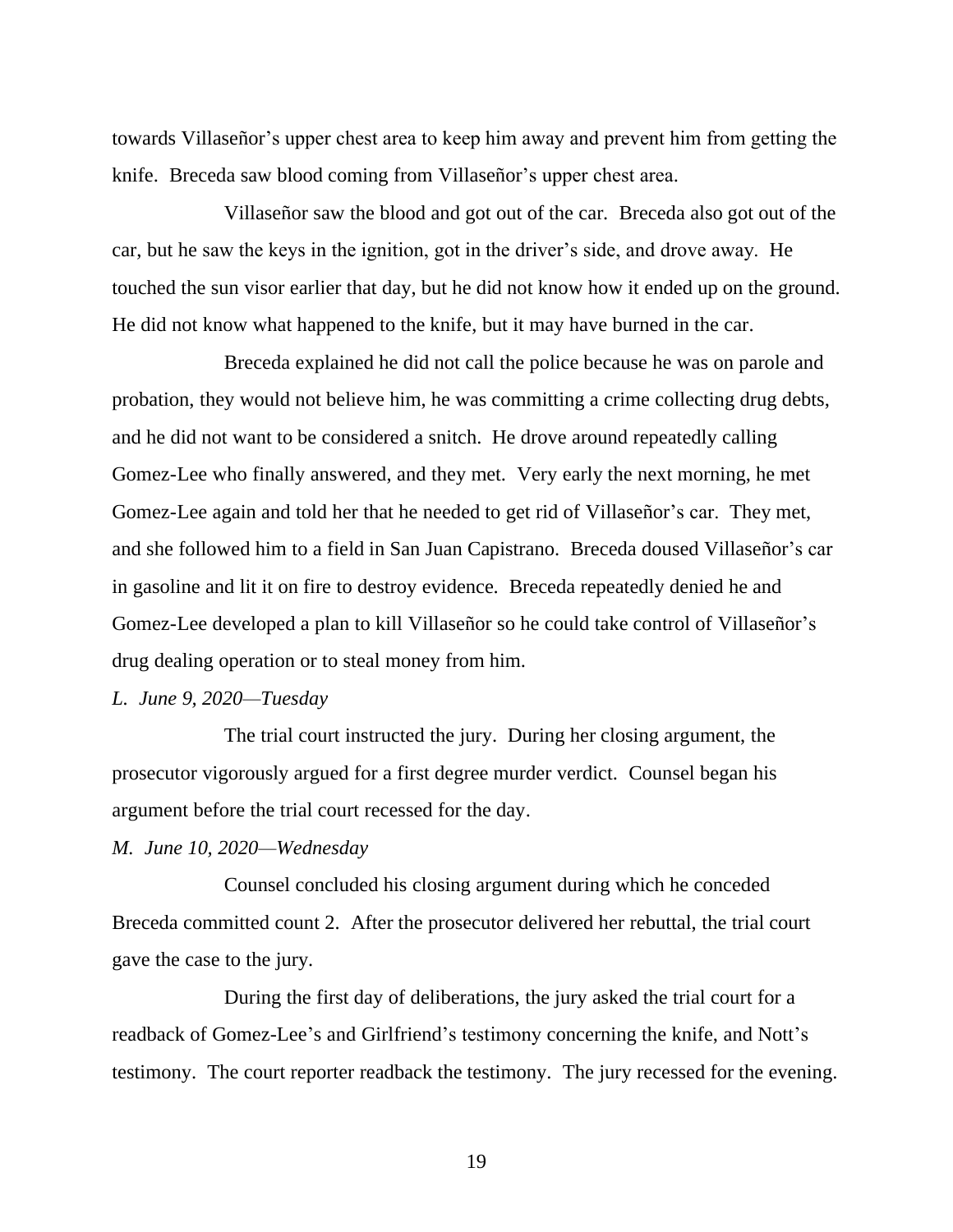towards Villaseñor's upper chest area to keep him away and prevent him from getting the knife. Breceda saw blood coming from Villaseñor's upper chest area.

Villaseñor saw the blood and got out of the car. Breceda also got out of the car, but he saw the keys in the ignition, got in the driver's side, and drove away. He touched the sun visor earlier that day, but he did not know how it ended up on the ground. He did not know what happened to the knife, but it may have burned in the car.

Breceda explained he did not call the police because he was on parole and probation, they would not believe him, he was committing a crime collecting drug debts, and he did not want to be considered a snitch. He drove around repeatedly calling Gomez-Lee who finally answered, and they met. Very early the next morning, he met Gomez-Lee again and told her that he needed to get rid of Villaseñor's car. They met, and she followed him to a field in San Juan Capistrano. Breceda doused Villaseñor's car in gasoline and lit it on fire to destroy evidence. Breceda repeatedly denied he and Gomez-Lee developed a plan to kill Villaseñor so he could take control of Villaseñor's drug dealing operation or to steal money from him.

*L. June 9, 2020—Tuesday*

The trial court instructed the jury. During her closing argument, the prosecutor vigorously argued for a first degree murder verdict. Counsel began his argument before the trial court recessed for the day.

*M. June 10, 2020—Wednesday*

Counsel concluded his closing argument during which he conceded Breceda committed count 2. After the prosecutor delivered her rebuttal, the trial court gave the case to the jury.

During the first day of deliberations, the jury asked the trial court for a readback of Gomez-Lee's and Girlfriend's testimony concerning the knife, and Nott's testimony. The court reporter readback the testimony. The jury recessed for the evening.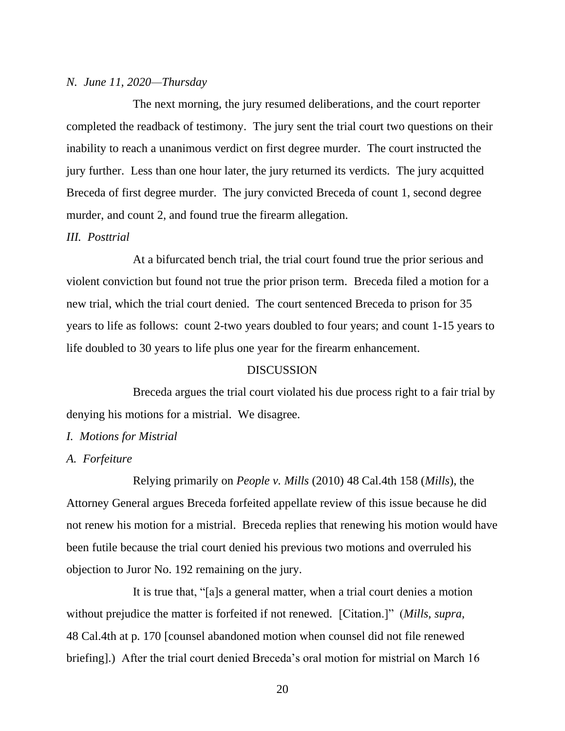*N. June 11, 2020—Thursday*

The next morning, the jury resumed deliberations, and the court reporter completed the readback of testimony. The jury sent the trial court two questions on their inability to reach a unanimous verdict on first degree murder. The court instructed the jury further. Less than one hour later, the jury returned its verdicts. The jury acquitted Breceda of first degree murder. The jury convicted Breceda of count 1, second degree murder, and count 2, and found true the firearm allegation.

*III. Posttrial*

At a bifurcated bench trial, the trial court found true the prior serious and violent conviction but found not true the prior prison term. Breceda filed a motion for a new trial, which the trial court denied. The court sentenced Breceda to prison for 35 years to life as follows: count 2-two years doubled to four years; and count 1-15 years to life doubled to 30 years to life plus one year for the firearm enhancement.

DISCUSSION

Breceda argues the trial court violated his due process right to a fair trial by denying his motions for a mistrial. We disagree.

*I. Motions for Mistrial*

*A. Forfeiture*

Relying primarily on *People v. Mills* (2010) 48 Cal.4th 158 (*Mills*), the Attorney General argues Breceda forfeited appellate review of this issue because he did not renew his motion for a mistrial. Breceda replies that renewing his motion would have been futile because the trial court denied his previous two motions and overruled his objection to Juror No. 192 remaining on the jury.

It is true that, "[a]s a general matter, when a trial court denies a motion without prejudice the matter is forfeited if not renewed. [Citation.]" (*Mills, supra,* 48 Cal.4th at p. 170 [counsel abandoned motion when counsel did not file renewed briefing].) After the trial court denied Breceda's oral motion for mistrial on March 16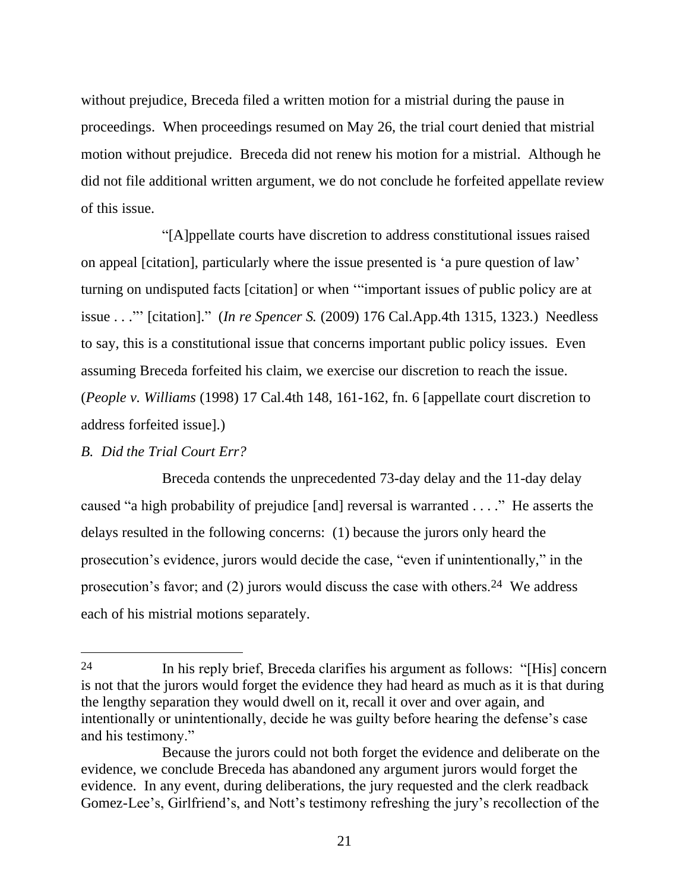without prejudice, Breceda filed a written motion for a mistrial during the pause in proceedings. When proceedings resumed on May 26, the trial court denied that mistrial motion without prejudice. Breceda did not renew his motion for a mistrial. Although he did not file additional written argument, we do not conclude he forfeited appellate review of this issue.

"[A]ppellate courts have discretion to address constitutional issues raised on appeal [citation], particularly where the issue presented is 'a pure question of law' turning on undisputed facts [citation] or when '"important issues of public policy are at issue . . ."' [citation]." (*In re Spencer S.* (2009) 176 Cal.App.4th 1315, 1323.) Needless to say, this is a constitutional issue that concerns important public policy issues. Even assuming Breceda forfeited his claim, we exercise our discretion to reach the issue. (*People v. Williams* (1998) 17 Cal.4th 148, 161-162, fn. 6 [appellate court discretion to address forfeited issue].)

*B. Did the Trial Court Err?*

Breceda contends the unprecedented 73-day delay and the 11-day delay caused "a high probability of prejudice [and] reversal is warranted . . . ." He asserts the delays resulted in the following concerns: (1) because the jurors only heard the prosecution's evidence, jurors would decide the case, "even if unintentionally," in the prosecution's favor; and (2) jurors would discuss the case with others.[24] We address each of his mistrial motions separately.

---

[24] In his reply brief, Breceda clarifies his argument as follows: "[His] concern is not that the jurors would forget the evidence they had heard as much as it is that during the lengthy separation they would dwell on it, recall it over and over again, and intentionally or unintentionally, decide he was guilty before hearing the defense's case and his testimony."

Because the jurors could not both forget the evidence and deliberate on the evidence, we conclude Breceda has abandoned any argument jurors would forget the evidence. In any event, during deliberations, the jury requested and the clerk readback Gomez-Lee's, Girlfriend's, and Nott's testimony refreshing the jury's recollection of the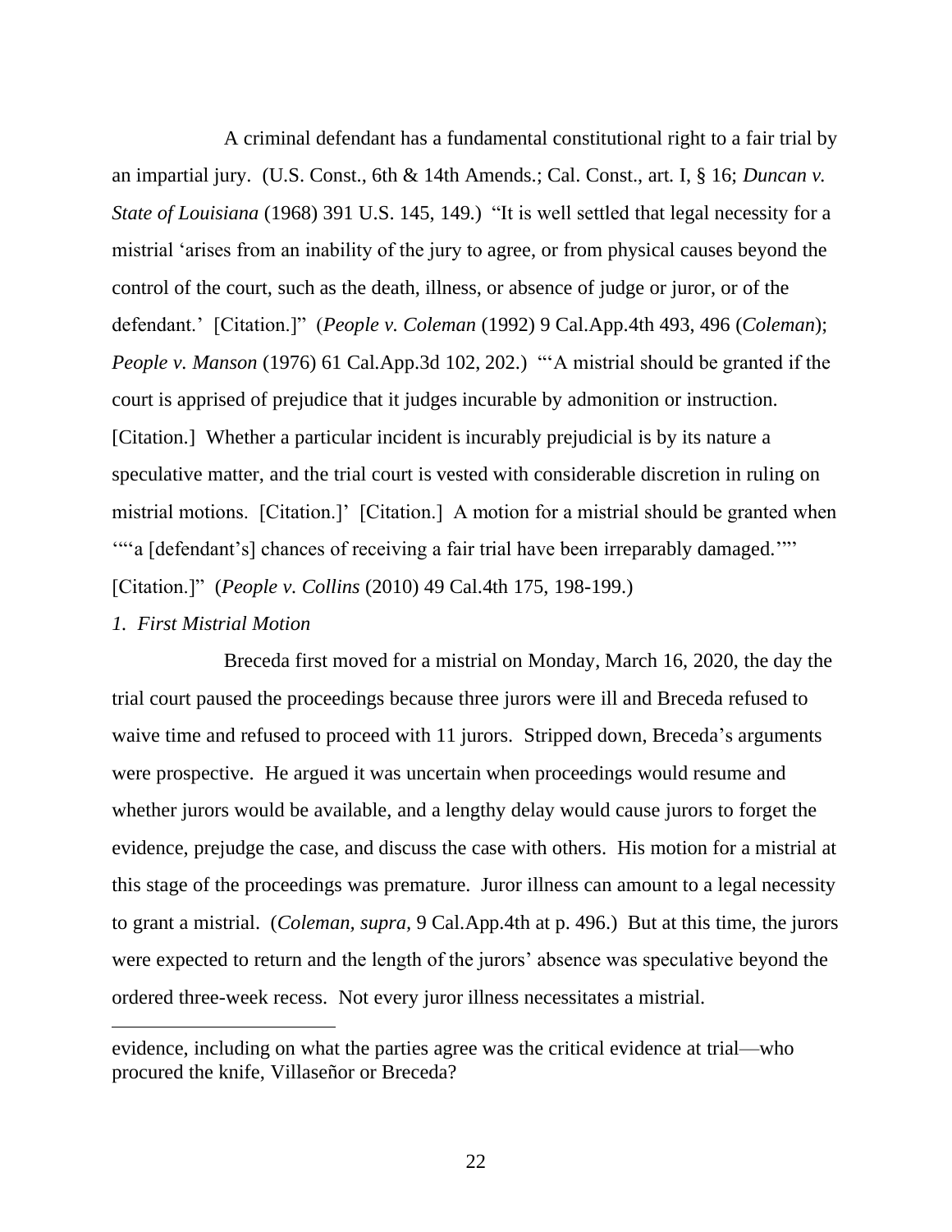A criminal defendant has a fundamental constitutional right to a fair trial by an impartial jury. (U.S. Const., 6th & 14th Amends.; Cal. Const., art. I, § 16; *Duncan v. State of Louisiana* (1968) 391 U.S. 145, 149.) "It is well settled that legal necessity for a mistrial 'arises from an inability of the jury to agree, or from physical causes beyond the control of the court, such as the death, illness, or absence of judge or juror, or of the defendant.' [Citation.]" (*People v. Coleman* (1992) 9 Cal.App.4th 493, 496 (*Coleman*); *People v. Manson* (1976) 61 Cal.App.3d 102, 202.) "'A mistrial should be granted if the court is apprised of prejudice that it judges incurable by admonition or instruction. [Citation.] Whether a particular incident is incurably prejudicial is by its nature a speculative matter, and the trial court is vested with considerable discretion in ruling on mistrial motions. [Citation.]' [Citation.] A motion for a mistrial should be granted when '"'a [defendant's] chances of receiving a fair trial have been irreparably damaged.'"' [Citation.]" (*People v. Collins* (2010) 49 Cal.4th 175, 198-199.)

*1. First Mistrial Motion*

Breceda first moved for a mistrial on Monday, March 16, 2020, the day the trial court paused the proceedings because three jurors were ill and Breceda refused to waive time and refused to proceed with 11 jurors. Stripped down, Breceda's arguments were prospective. He argued it was uncertain when proceedings would resume and whether jurors would be available, and a lengthy delay would cause jurors to forget the evidence, prejudge the case, and discuss the case with others. His motion for a mistrial at this stage of the proceedings was premature. Juror illness can amount to a legal necessity to grant a mistrial. (*Coleman, supra,* 9 Cal.App.4th at p. 496.) But at this time, the jurors were expected to return and the length of the jurors' absence was speculative beyond the ordered three-week recess. Not every juror illness necessitates a mistrial.

---

evidence, including on what the parties agree was the critical evidence at trial—who procured the knife, Villaseñor or Breceda?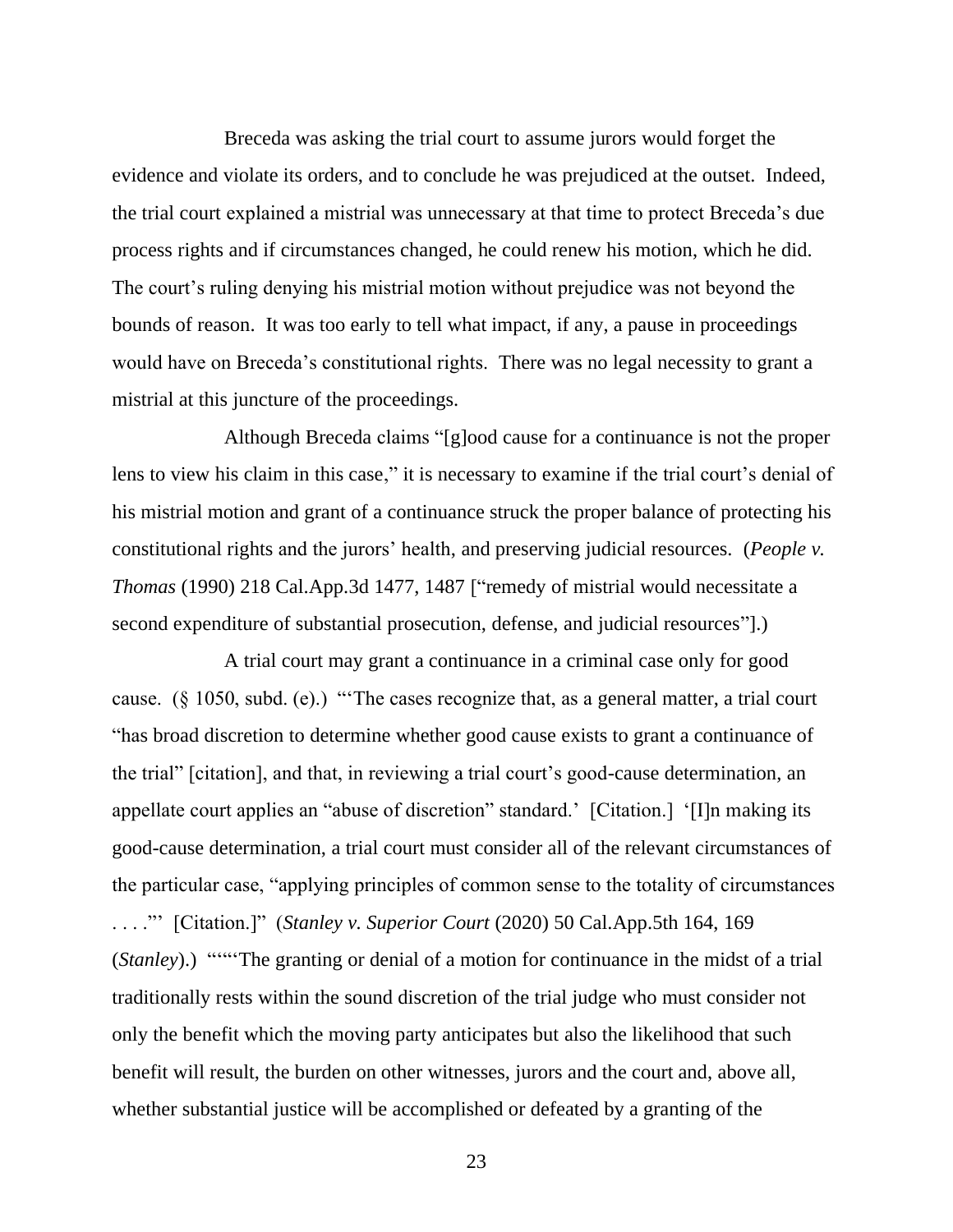Breceda was asking the trial court to assume jurors would forget the evidence and violate its orders, and to conclude he was prejudiced at the outset. Indeed, the trial court explained a mistrial was unnecessary at that time to protect Breceda's due process rights and if circumstances changed, he could renew his motion, which he did. The court's ruling denying his mistrial motion without prejudice was not beyond the bounds of reason. It was too early to tell what impact, if any, a pause in proceedings would have on Breceda's constitutional rights. There was no legal necessity to grant a mistrial at this juncture of the proceedings.

Although Breceda claims "[g]ood cause for a continuance is not the proper lens to view his claim in this case," it is necessary to examine if the trial court's denial of his mistrial motion and grant of a continuance struck the proper balance of protecting his constitutional rights and the jurors' health, and preserving judicial resources. (*People v. Thomas* (1990) 218 Cal.App.3d 1477, 1487 ["remedy of mistrial would necessitate a second expenditure of substantial prosecution, defense, and judicial resources"].)

A trial court may grant a continuance in a criminal case only for good cause. (§ 1050, subd. (e).) "'The cases recognize that, as a general matter, a trial court "has broad discretion to determine whether good cause exists to grant a continuance of the trial" [citation], and that, in reviewing a trial court's good-cause determination, an appellate court applies an "abuse of discretion" standard.' [Citation.] '[I]n making its good-cause determination, a trial court must consider all of the relevant circumstances of the particular case, "applying principles of common sense to the totality of circumstances . . . ."' [Citation.]" (*Stanley v. Superior Court* (2020) 50 Cal.App.5th 164, 169 (*Stanley*).) """'The granting or denial of a motion for continuance in the midst of a trial traditionally rests within the sound discretion of the trial judge who must consider not only the benefit which the moving party anticipates but also the likelihood that such benefit will result, the burden on other witnesses, jurors and the court and, above all, whether substantial justice will be accomplished or defeated by a granting of the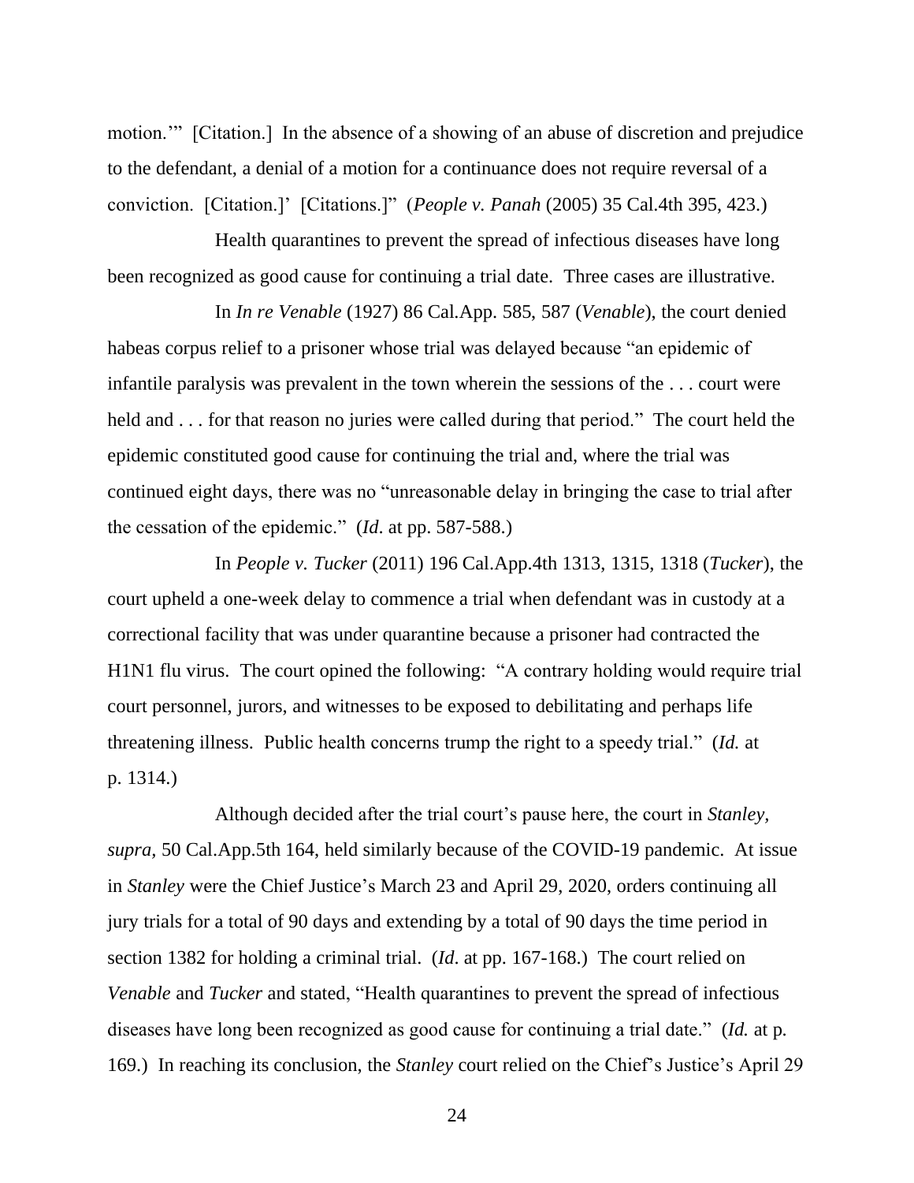motion.'" [Citation.] In the absence of a showing of an abuse of discretion and prejudice to the defendant, a denial of a motion for a continuance does not require reversal of a conviction. [Citation.]' [Citations.]" (*People v. Panah* (2005) 35 Cal.4th 395, 423.)

Health quarantines to prevent the spread of infectious diseases have long been recognized as good cause for continuing a trial date. Three cases are illustrative.

In *In re Venable* (1927) 86 Cal.App. 585, 587 (*Venable*), the court denied habeas corpus relief to a prisoner whose trial was delayed because "an epidemic of infantile paralysis was prevalent in the town wherein the sessions of the . . . court were held and . . . for that reason no juries were called during that period." The court held the epidemic constituted good cause for continuing the trial and, where the trial was continued eight days, there was no "unreasonable delay in bringing the case to trial after the cessation of the epidemic." (*Id*. at pp. 587-588.)

In *People v. Tucker* (2011) 196 Cal.App.4th 1313, 1315, 1318 (*Tucker*), the court upheld a one-week delay to commence a trial when defendant was in custody at a correctional facility that was under quarantine because a prisoner had contracted the H1N1 flu virus. The court opined the following: "A contrary holding would require trial court personnel, jurors, and witnesses to be exposed to debilitating and perhaps life threatening illness. Public health concerns trump the right to a speedy trial." (*Id.* at p. 1314.)

Although decided after the trial court's pause here, the court in *Stanley, supra,* 50 Cal.App.5th 164, held similarly because of the COVID-19 pandemic. At issue in *Stanley* were the Chief Justice's March 23 and April 29, 2020, orders continuing all jury trials for a total of 90 days and extending by a total of 90 days the time period in section 1382 for holding a criminal trial. (*Id*. at pp. 167-168.) The court relied on *Venable* and *Tucker* and stated, "Health quarantines to prevent the spread of infectious diseases have long been recognized as good cause for continuing a trial date." (*Id.* at p. 169.) In reaching its conclusion, the *Stanley* court relied on the Chief's Justice's April 29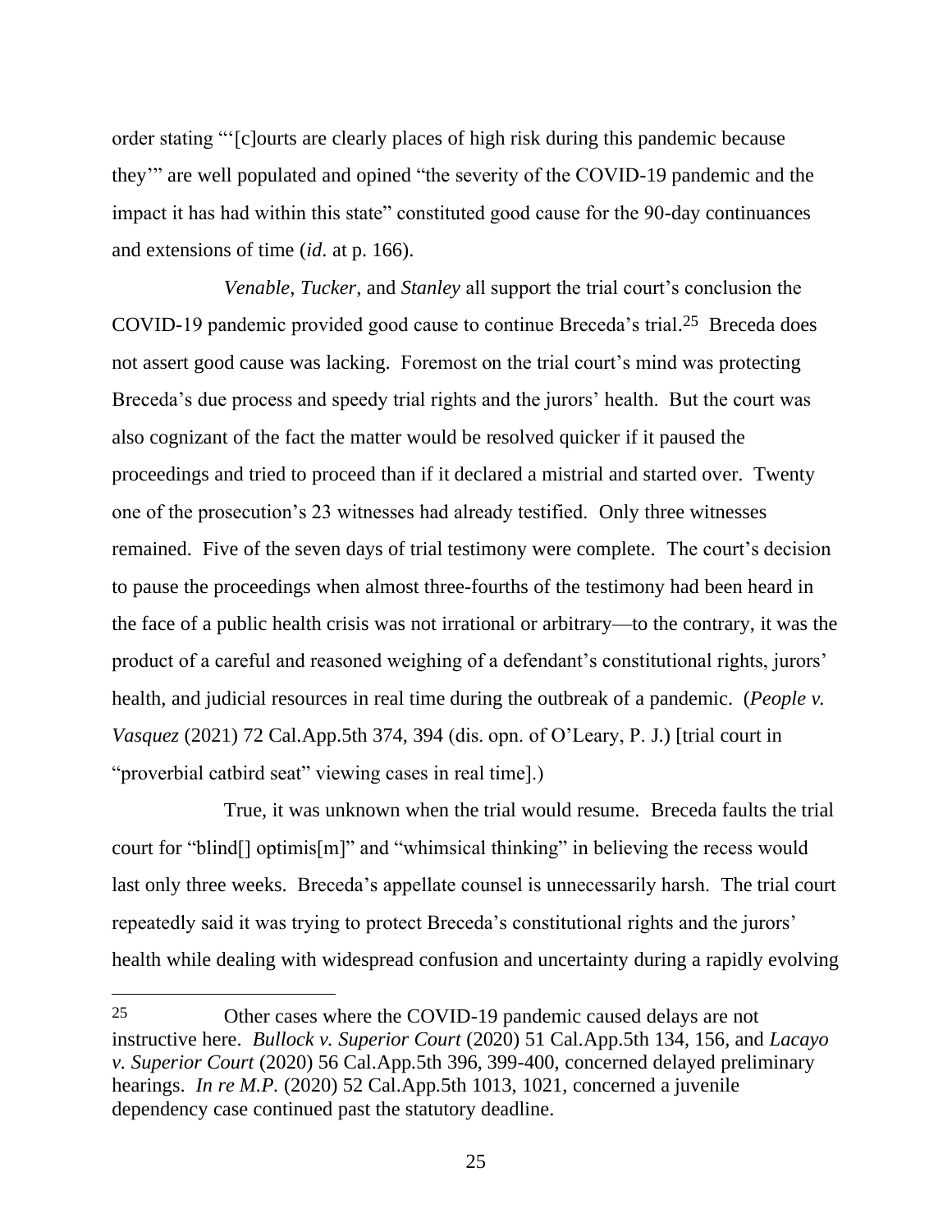order stating "'[c]ourts are clearly places of high risk during this pandemic because they'" are well populated and opined "the severity of the COVID-19 pandemic and the impact it has had within this state" constituted good cause for the 90-day continuances and extensions of time (*id*. at p. 166).

*Venable*, *Tucker*, and *Stanley* all support the trial court's conclusion the COVID-19 pandemic provided good cause to continue Breceda's trial.[25] Breceda does not assert good cause was lacking. Foremost on the trial court's mind was protecting Breceda's due process and speedy trial rights and the jurors' health. But the court was also cognizant of the fact the matter would be resolved quicker if it paused the proceedings and tried to proceed than if it declared a mistrial and started over. Twenty one of the prosecution's 23 witnesses had already testified. Only three witnesses remained. Five of the seven days of trial testimony were complete. The court's decision to pause the proceedings when almost three-fourths of the testimony had been heard in the face of a public health crisis was not irrational or arbitrary—to the contrary, it was the product of a careful and reasoned weighing of a defendant's constitutional rights, jurors' health, and judicial resources in real time during the outbreak of a pandemic. (*People v. Vasquez* (2021) 72 Cal.App.5th 374, 394 (dis. opn. of O'Leary, P. J.) [trial court in "proverbial catbird seat" viewing cases in real time].)

True, it was unknown when the trial would resume. Breceda faults the trial court for "blind[] optimis[m]" and "whimsical thinking" in believing the recess would last only three weeks. Breceda's appellate counsel is unnecessarily harsh. The trial court repeatedly said it was trying to protect Breceda's constitutional rights and the jurors' health while dealing with widespread confusion and uncertainty during a rapidly evolving

---

[25] Other cases where the COVID-19 pandemic caused delays are not instructive here. *Bullock v. Superior Court* (2020) 51 Cal.App.5th 134, 156, and *Lacayo v. Superior Court* (2020) 56 Cal.App.5th 396, 399-400, concerned delayed preliminary hearings. *In re M.P.* (2020) 52 Cal.App.5th 1013, 1021, concerned a juvenile dependency case continued past the statutory deadline.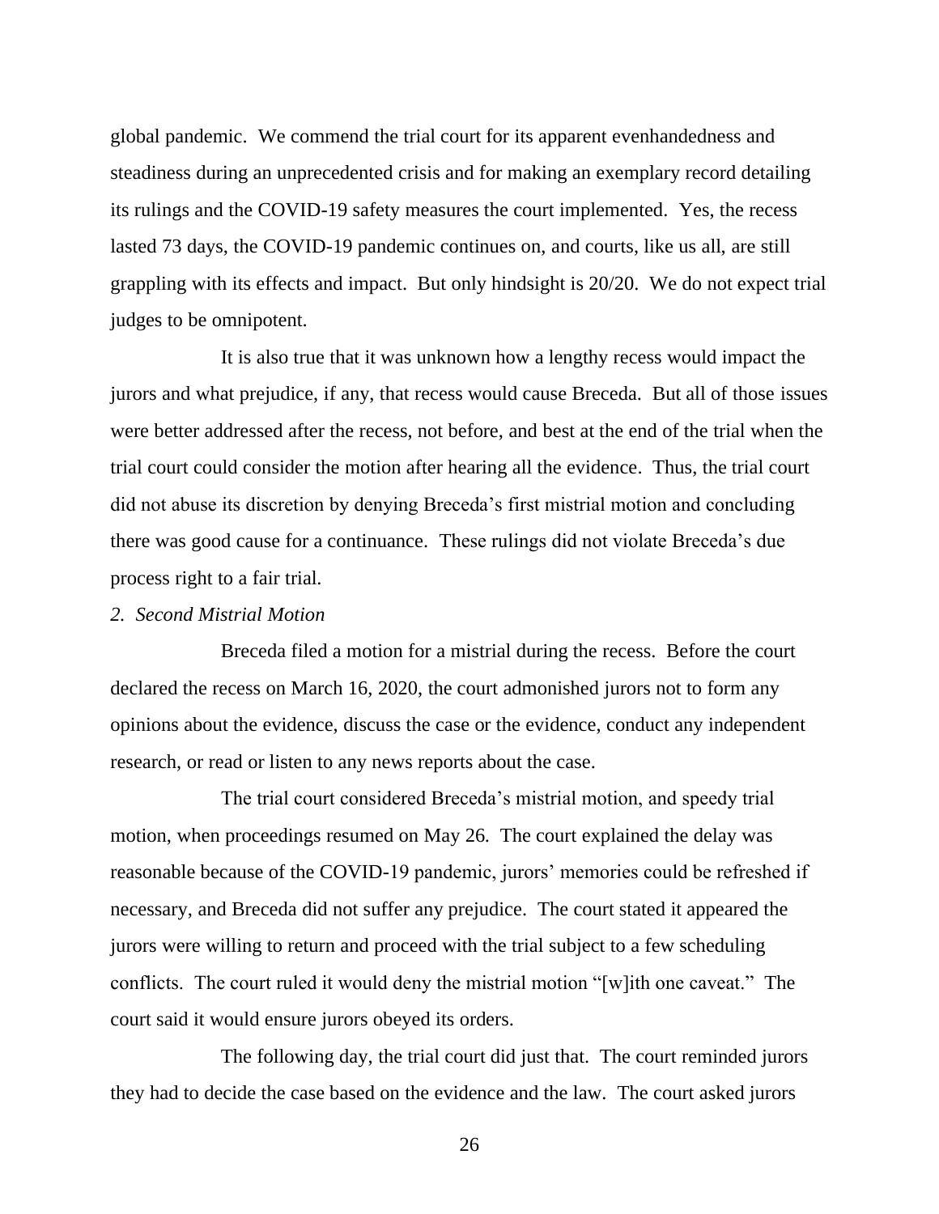global pandemic. We commend the trial court for its apparent evenhandedness and steadiness during an unprecedented crisis and for making an exemplary record detailing its rulings and the COVID-19 safety measures the court implemented. Yes, the recess lasted 73 days, the COVID-19 pandemic continues on, and courts, like us all, are still grappling with its effects and impact. But only hindsight is 20/20. We do not expect trial judges to be omnipotent.

It is also true that it was unknown how a lengthy recess would impact the jurors and what prejudice, if any, that recess would cause Breceda. But all of those issues were better addressed after the recess, not before, and best at the end of the trial when the trial court could consider the motion after hearing all the evidence. Thus, the trial court did not abuse its discretion by denying Breceda's first mistrial motion and concluding there was good cause for a continuance. These rulings did not violate Breceda's due process right to a fair trial.

*2. Second Mistrial Motion*

Breceda filed a motion for a mistrial during the recess. Before the court declared the recess on March 16, 2020, the court admonished jurors not to form any opinions about the evidence, discuss the case or the evidence, conduct any independent research, or read or listen to any news reports about the case.

The trial court considered Breceda's mistrial motion, and speedy trial motion, when proceedings resumed on May 26. The court explained the delay was reasonable because of the COVID-19 pandemic, jurors' memories could be refreshed if necessary, and Breceda did not suffer any prejudice. The court stated it appeared the jurors were willing to return and proceed with the trial subject to a few scheduling conflicts. The court ruled it would deny the mistrial motion "[w]ith one caveat." The court said it would ensure jurors obeyed its orders.

The following day, the trial court did just that. The court reminded jurors they had to decide the case based on the evidence and the law. The court asked jurors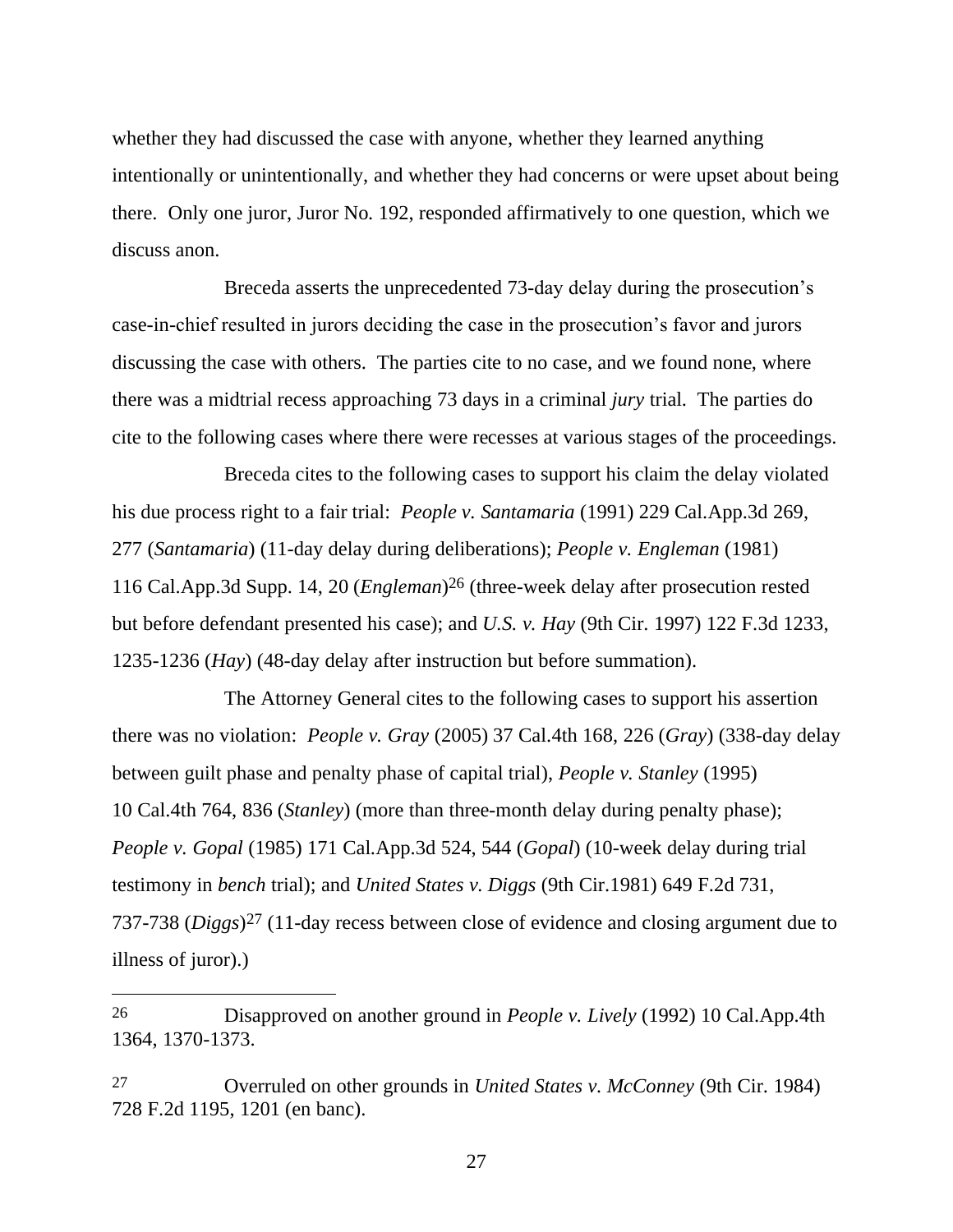whether they had discussed the case with anyone, whether they learned anything intentionally or unintentionally, and whether they had concerns or were upset about being there. Only one juror, Juror No. 192, responded affirmatively to one question, which we discuss anon.

Breceda asserts the unprecedented 73-day delay during the prosecution's case-in-chief resulted in jurors deciding the case in the prosecution's favor and jurors discussing the case with others. The parties cite to no case, and we found none, where there was a midtrial recess approaching 73 days in a criminal *jury* trial. The parties do cite to the following cases where there were recesses at various stages of the proceedings.

Breceda cites to the following cases to support his claim the delay violated his due process right to a fair trial: *People v. Santamaria* (1991) 229 Cal.App.3d 269, 277 (*Santamaria*) (11-day delay during deliberations); *People v. Engleman* (1981) 116 Cal.App.3d Supp. 14, 20 (*Engleman*)[26] (three-week delay after prosecution rested but before defendant presented his case); and *U.S. v. Hay* (9th Cir. 1997) 122 F.3d 1233, 1235-1236 (*Hay*) (48-day delay after instruction but before summation).

The Attorney General cites to the following cases to support his assertion there was no violation: *People v. Gray* (2005) 37 Cal.4th 168, 226 (*Gray*) (338-day delay between guilt phase and penalty phase of capital trial), *People v. Stanley* (1995) 10 Cal.4th 764, 836 (*Stanley*) (more than three-month delay during penalty phase); *People v. Gopal* (1985) 171 Cal.App.3d 524, 544 (*Gopal*) (10-week delay during trial testimony in *bench* trial); and *United States v. Diggs* (9th Cir.1981) 649 F.2d 731, 737-738 (*Diggs*)[27] (11-day recess between close of evidence and closing argument due to illness of juror).)

---

[26] Disapproved on another ground in *People v. Lively* (1992) 10 Cal.App.4th 1364, 1370-1373.

[27] Overruled on other grounds in *United States v. McConney* (9th Cir. 1984) 728 F.2d 1195, 1201 (en banc).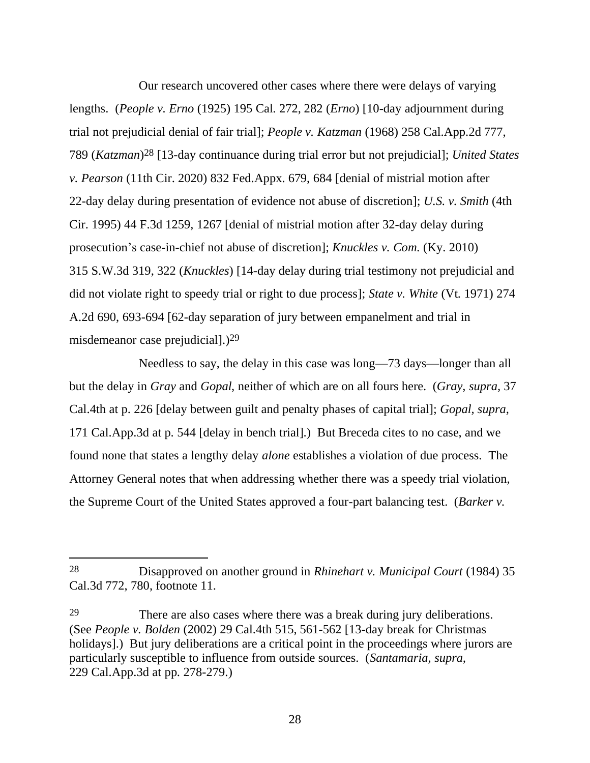Our research uncovered other cases where there were delays of varying lengths. (*People v. Erno* (1925) 195 Cal. 272, 282 (*Erno*) [10-day adjournment during trial not prejudicial denial of fair trial]; *People v. Katzman* (1968) 258 Cal.App.2d 777, 789 (*Katzman*)[28] [13-day continuance during trial error but not prejudicial]; *United States v. Pearson* (11th Cir. 2020) 832 Fed.Appx. 679, 684 [denial of mistrial motion after 22-day delay during presentation of evidence not abuse of discretion]; *U.S. v. Smith* (4th Cir. 1995) 44 F.3d 1259, 1267 [denial of mistrial motion after 32-day delay during prosecution's case-in-chief not abuse of discretion]; *Knuckles v. Com.* (Ky. 2010) 315 S.W.3d 319, 322 (*Knuckles*) [14-day delay during trial testimony not prejudicial and did not violate right to speedy trial or right to due process]; *State v. White* (Vt. 1971) 274 A.2d 690, 693-694 [62-day separation of jury between empanelment and trial in misdemeanor case prejudicial].)[29]

Needless to say, the delay in this case was long—73 days—longer than all but the delay in *Gray* and *Gopal*, neither of which are on all fours here. (*Gray, supra*, 37 Cal.4th at p. 226 [delay between guilt and penalty phases of capital trial]; *Gopal, supra*, 171 Cal.App.3d at p. 544 [delay in bench trial].) But Breceda cites to no case, and we found none that states a lengthy delay *alone* establishes a violation of due process. The Attorney General notes that when addressing whether there was a speedy trial violation, the Supreme Court of the United States approved a four-part balancing test. (*Barker v.*

---

[28] Disapproved on another ground in *Rhinehart v. Municipal Court* (1984) 35 Cal.3d 772, 780, footnote 11.

[29] There are also cases where there was a break during jury deliberations. (See *People v. Bolden* (2002) 29 Cal.4th 515, 561-562 [13-day break for Christmas holidays].) But jury deliberations are a critical point in the proceedings where jurors are particularly susceptible to influence from outside sources. (*Santamaria, supra*, 229 Cal.App.3d at pp. 278-279.)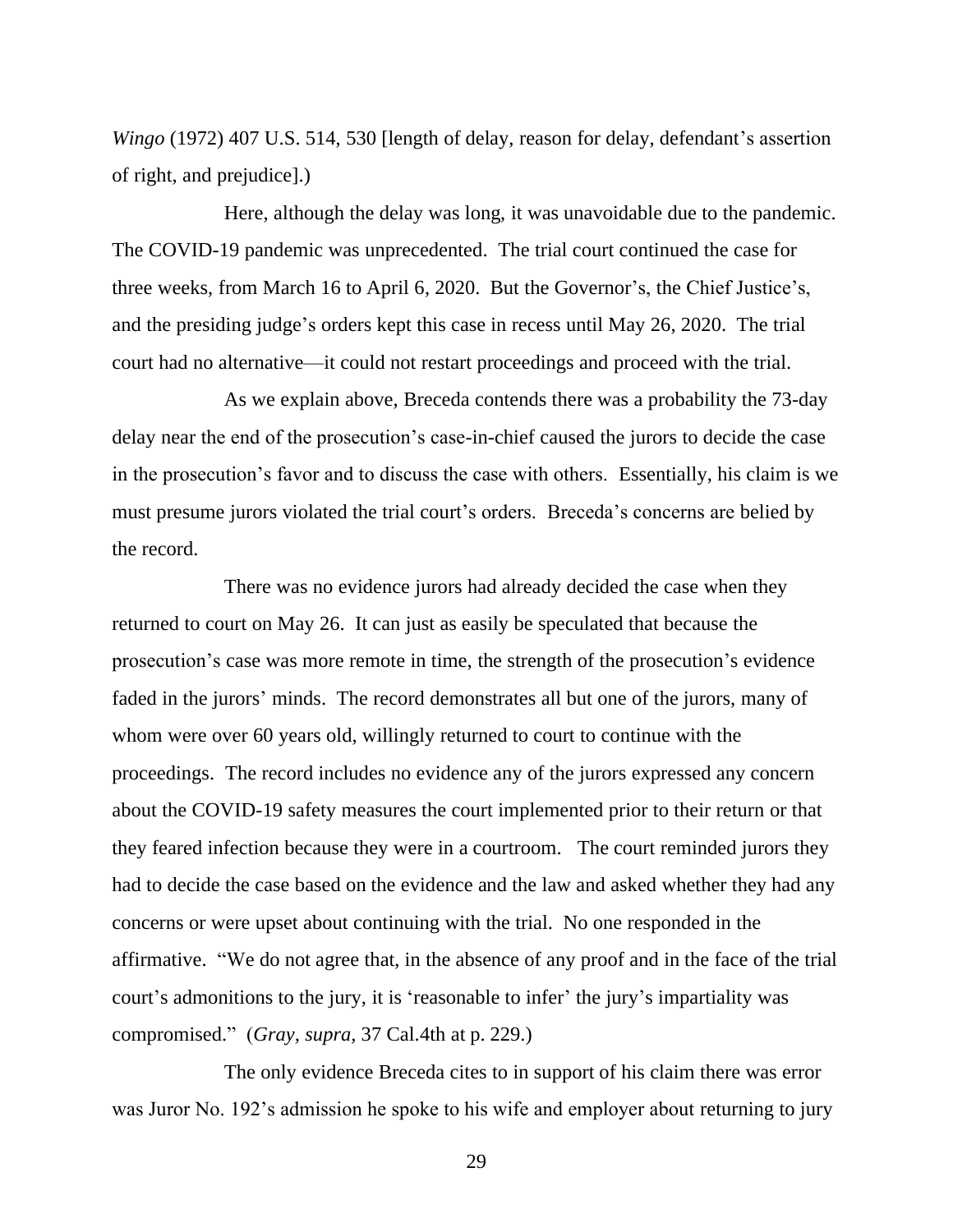*Wingo* (1972) 407 U.S. 514, 530 [length of delay, reason for delay, defendant's assertion of right, and prejudice].)

Here, although the delay was long, it was unavoidable due to the pandemic. The COVID-19 pandemic was unprecedented. The trial court continued the case for three weeks, from March 16 to April 6, 2020. But the Governor's, the Chief Justice's, and the presiding judge's orders kept this case in recess until May 26, 2020. The trial court had no alternative—it could not restart proceedings and proceed with the trial.

As we explain above, Breceda contends there was a probability the 73-day delay near the end of the prosecution's case-in-chief caused the jurors to decide the case in the prosecution's favor and to discuss the case with others. Essentially, his claim is we must presume jurors violated the trial court's orders. Breceda's concerns are belied by the record.

There was no evidence jurors had already decided the case when they returned to court on May 26. It can just as easily be speculated that because the prosecution's case was more remote in time, the strength of the prosecution's evidence faded in the jurors' minds. The record demonstrates all but one of the jurors, many of whom were over 60 years old, willingly returned to court to continue with the proceedings. The record includes no evidence any of the jurors expressed any concern about the COVID-19 safety measures the court implemented prior to their return or that they feared infection because they were in a courtroom. The court reminded jurors they had to decide the case based on the evidence and the law and asked whether they had any concerns or were upset about continuing with the trial. No one responded in the affirmative. "We do not agree that, in the absence of any proof and in the face of the trial court's admonitions to the jury, it is 'reasonable to infer' the jury's impartiality was compromised." (*Gray, supra,* 37 Cal.4th at p. 229.)

The only evidence Breceda cites to in support of his claim there was error was Juror No. 192's admission he spoke to his wife and employer about returning to jury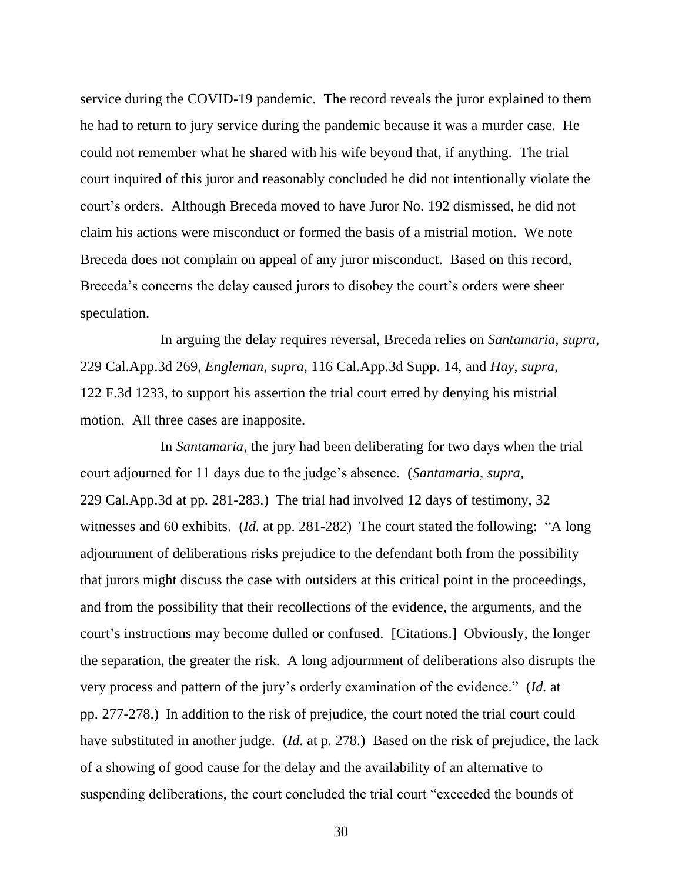service during the COVID-19 pandemic. The record reveals the juror explained to them he had to return to jury service during the pandemic because it was a murder case. He could not remember what he shared with his wife beyond that, if anything. The trial court inquired of this juror and reasonably concluded he did not intentionally violate the court's orders. Although Breceda moved to have Juror No. 192 dismissed, he did not claim his actions were misconduct or formed the basis of a mistrial motion. We note Breceda does not complain on appeal of any juror misconduct. Based on this record, Breceda's concerns the delay caused jurors to disobey the court's orders were sheer speculation.

In arguing the delay requires reversal, Breceda relies on *Santamaria, supra,* 229 Cal.App.3d 269, *Engleman, supra,* 116 Cal.App.3d Supp. 14, and *Hay, supra,* 122 F.3d 1233, to support his assertion the trial court erred by denying his mistrial motion. All three cases are inapposite.

In *Santamaria,* the jury had been deliberating for two days when the trial court adjourned for 11 days due to the judge's absence. (*Santamaria, supra,* 229 Cal.App.3d at pp. 281-283.) The trial had involved 12 days of testimony, 32 witnesses and 60 exhibits. (*Id.* at pp. 281-282) The court stated the following: "A long adjournment of deliberations risks prejudice to the defendant both from the possibility that jurors might discuss the case with outsiders at this critical point in the proceedings, and from the possibility that their recollections of the evidence, the arguments, and the court's instructions may become dulled or confused. [Citations.] Obviously, the longer the separation, the greater the risk. A long adjournment of deliberations also disrupts the very process and pattern of the jury's orderly examination of the evidence." (*Id.* at pp. 277-278.) In addition to the risk of prejudice, the court noted the trial court could have substituted in another judge. (*Id.* at p. 278.) Based on the risk of prejudice, the lack of a showing of good cause for the delay and the availability of an alternative to suspending deliberations, the court concluded the trial court "exceeded the bounds of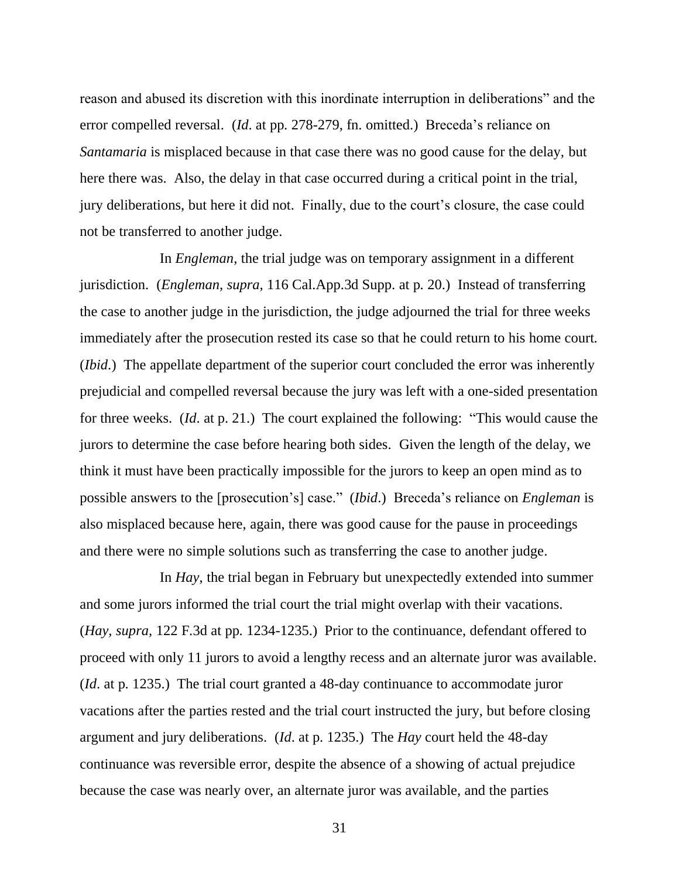reason and abused its discretion with this inordinate interruption in deliberations" and the error compelled reversal. (*Id*. at pp. 278-279, fn. omitted.) Breceda's reliance on *Santamaria* is misplaced because in that case there was no good cause for the delay, but here there was. Also, the delay in that case occurred during a critical point in the trial, jury deliberations, but here it did not. Finally, due to the court's closure, the case could not be transferred to another judge.

In *Engleman*, the trial judge was on temporary assignment in a different jurisdiction. (*Engleman*, *supra*, 116 Cal.App.3d Supp. at p. 20.) Instead of transferring the case to another judge in the jurisdiction, the judge adjourned the trial for three weeks immediately after the prosecution rested its case so that he could return to his home court. (*Ibid*.) The appellate department of the superior court concluded the error was inherently prejudicial and compelled reversal because the jury was left with a one-sided presentation for three weeks. (*Id*. at p. 21.) The court explained the following: "This would cause the jurors to determine the case before hearing both sides. Given the length of the delay, we think it must have been practically impossible for the jurors to keep an open mind as to possible answers to the [prosecution's] case." (*Ibid*.) Breceda's reliance on *Engleman* is also misplaced because here, again, there was good cause for the pause in proceedings and there were no simple solutions such as transferring the case to another judge.

In *Hay*, the trial began in February but unexpectedly extended into summer and some jurors informed the trial court the trial might overlap with their vacations. (*Hay, supra*, 122 F.3d at pp. 1234-1235.) Prior to the continuance, defendant offered to proceed with only 11 jurors to avoid a lengthy recess and an alternate juror was available. (*Id*. at p. 1235.) The trial court granted a 48-day continuance to accommodate juror vacations after the parties rested and the trial court instructed the jury, but before closing argument and jury deliberations. (*Id*. at p. 1235.) The *Hay* court held the 48-day continuance was reversible error, despite the absence of a showing of actual prejudice because the case was nearly over, an alternate juror was available, and the parties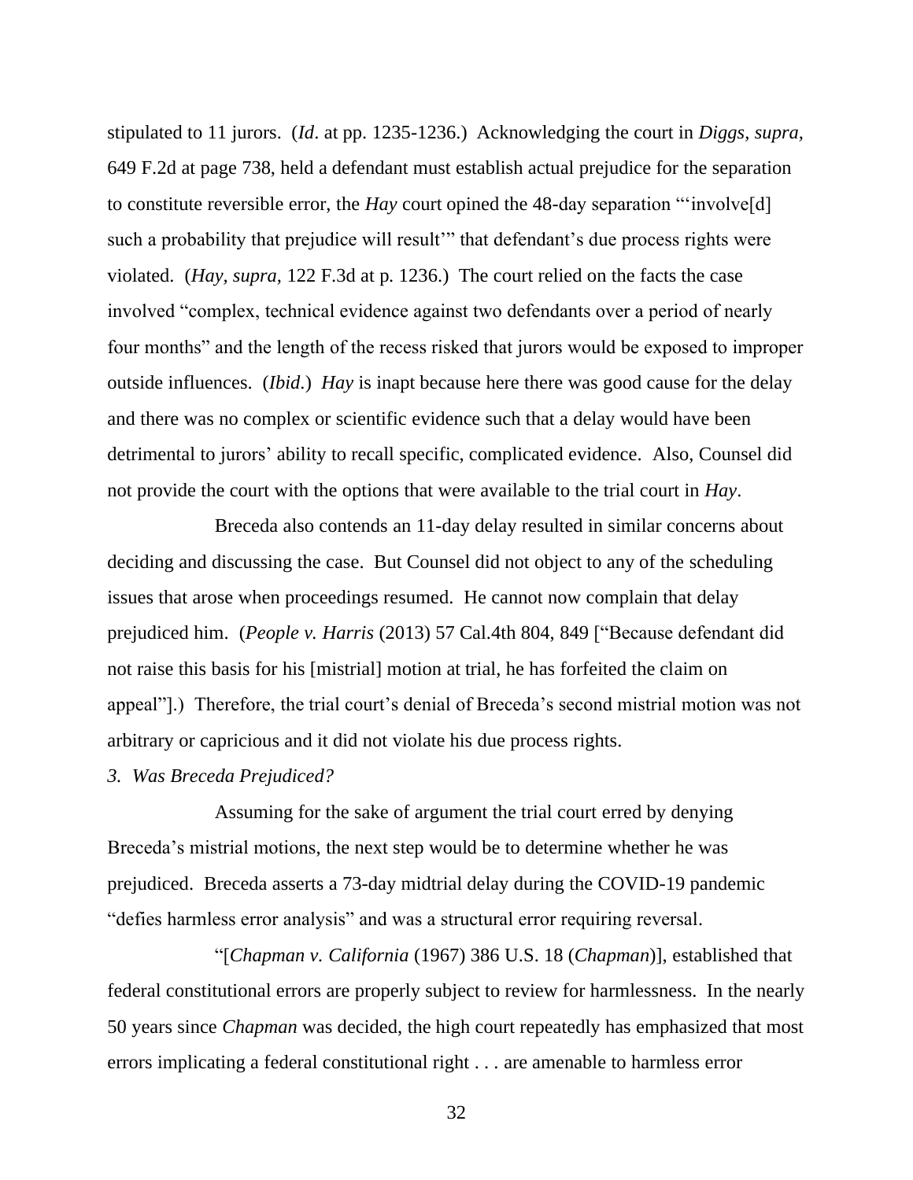stipulated to 11 jurors. (*Id*. at pp. 1235-1236.) Acknowledging the court in *Diggs, supra*, 649 F.2d at page 738, held a defendant must establish actual prejudice for the separation to constitute reversible error, the *Hay* court opined the 48-day separation "'involve[d] such a probability that prejudice will result'" that defendant's due process rights were violated. (*Hay, supra*, 122 F.3d at p. 1236.) The court relied on the facts the case involved "complex, technical evidence against two defendants over a period of nearly four months" and the length of the recess risked that jurors would be exposed to improper outside influences. (*Ibid*.) *Hay* is inapt because here there was good cause for the delay and there was no complex or scientific evidence such that a delay would have been detrimental to jurors' ability to recall specific, complicated evidence. Also, Counsel did not provide the court with the options that were available to the trial court in *Hay*.

Breceda also contends an 11-day delay resulted in similar concerns about deciding and discussing the case. But Counsel did not object to any of the scheduling issues that arose when proceedings resumed. He cannot now complain that delay prejudiced him. (*People v. Harris* (2013) 57 Cal.4th 804, 849 ["Because defendant did not raise this basis for his [mistrial] motion at trial, he has forfeited the claim on appeal"].) Therefore, the trial court's denial of Breceda's second mistrial motion was not arbitrary or capricious and it did not violate his due process rights.

*3. Was Breceda Prejudiced?*

Assuming for the sake of argument the trial court erred by denying Breceda's mistrial motions, the next step would be to determine whether he was prejudiced. Breceda asserts a 73-day midtrial delay during the COVID-19 pandemic "defies harmless error analysis" and was a structural error requiring reversal.

"[*Chapman v. California* (1967) 386 U.S. 18 (*Chapman*)], established that federal constitutional errors are properly subject to review for harmlessness. In the nearly 50 years since *Chapman* was decided, the high court repeatedly has emphasized that most errors implicating a federal constitutional right . . . are amenable to harmless error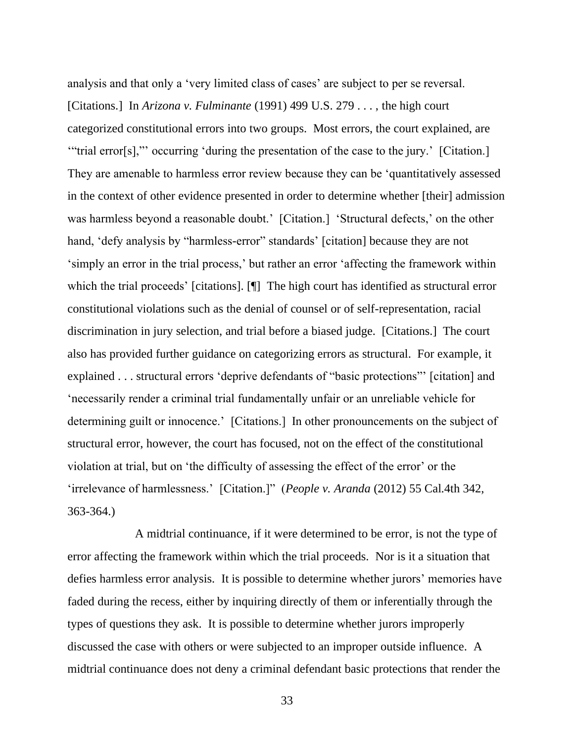analysis and that only a 'very limited class of cases' are subject to per se reversal. [Citations.] In *Arizona v. Fulminante* (1991) 499 U.S. 279 . . . , the high court categorized constitutional errors into two groups. Most errors, the court explained, are '"trial error[s],"' occurring 'during the presentation of the case to the jury.' [Citation.] They are amenable to harmless error review because they can be 'quantitatively assessed in the context of other evidence presented in order to determine whether [their] admission was harmless beyond a reasonable doubt.' [Citation.] 'Structural defects,' on the other hand, 'defy analysis by "harmless-error" standards' [citation] because they are not 'simply an error in the trial process,' but rather an error 'affecting the framework within which the trial proceeds' [citations]. [¶] The high court has identified as structural error constitutional violations such as the denial of counsel or of self-representation, racial discrimination in jury selection, and trial before a biased judge. [Citations.] The court also has provided further guidance on categorizing errors as structural. For example, it explained . . . structural errors 'deprive defendants of "basic protections"' [citation] and 'necessarily render a criminal trial fundamentally unfair or an unreliable vehicle for determining guilt or innocence.' [Citations.] In other pronouncements on the subject of structural error, however, the court has focused, not on the effect of the constitutional violation at trial, but on 'the difficulty of assessing the effect of the error' or the 'irrelevance of harmlessness.' [Citation.]" (*People v. Aranda* (2012) 55 Cal.4th 342, 363-364.)

A midtrial continuance, if it were determined to be error, is not the type of error affecting the framework within which the trial proceeds. Nor is it a situation that defies harmless error analysis. It is possible to determine whether jurors' memories have faded during the recess, either by inquiring directly of them or inferentially through the types of questions they ask. It is possible to determine whether jurors improperly discussed the case with others or were subjected to an improper outside influence. A midtrial continuance does not deny a criminal defendant basic protections that render the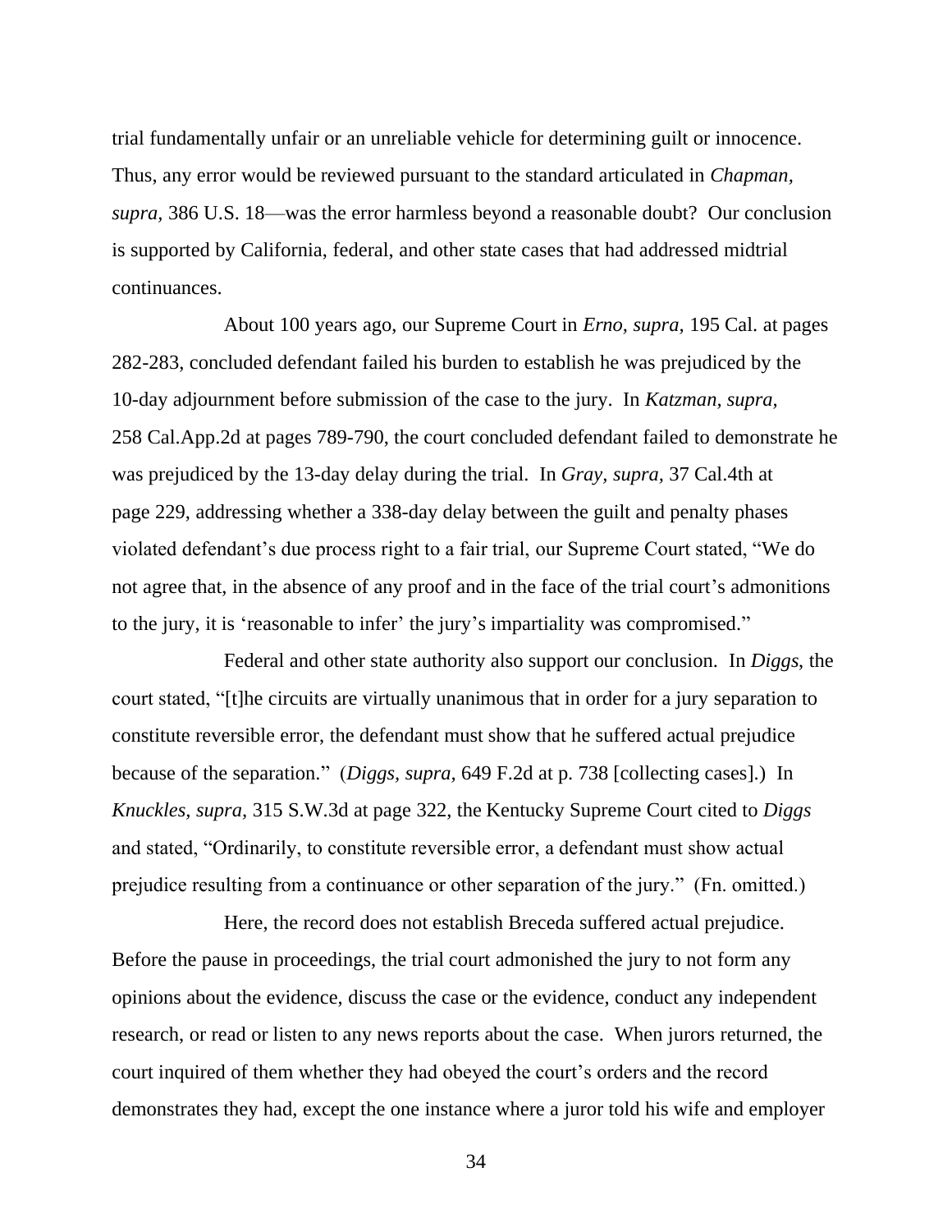trial fundamentally unfair or an unreliable vehicle for determining guilt or innocence. Thus, any error would be reviewed pursuant to the standard articulated in *Chapman, supra,* 386 U.S. 18—was the error harmless beyond a reasonable doubt? Our conclusion is supported by California, federal, and other state cases that had addressed midtrial continuances.

About 100 years ago, our Supreme Court in *Erno*, *supra,* 195 Cal. at pages 282-283, concluded defendant failed his burden to establish he was prejudiced by the 10-day adjournment before submission of the case to the jury. In *Katzman, supra,* 258 Cal.App.2d at pages 789-790, the court concluded defendant failed to demonstrate he was prejudiced by the 13-day delay during the trial. In *Gray, supra,* 37 Cal.4th at page 229, addressing whether a 338-day delay between the guilt and penalty phases violated defendant's due process right to a fair trial, our Supreme Court stated, "We do not agree that, in the absence of any proof and in the face of the trial court's admonitions to the jury, it is 'reasonable to infer' the jury's impartiality was compromised."

Federal and other state authority also support our conclusion. In *Diggs*, the court stated, "[t]he circuits are virtually unanimous that in order for a jury separation to constitute reversible error, the defendant must show that he suffered actual prejudice because of the separation." (*Diggs, supra,* 649 F.2d at p. 738 [collecting cases].) In *Knuckles, supra,* 315 S.W.3d at page 322, the Kentucky Supreme Court cited to *Diggs* and stated, "Ordinarily, to constitute reversible error, a defendant must show actual prejudice resulting from a continuance or other separation of the jury." (Fn. omitted.)

Here, the record does not establish Breceda suffered actual prejudice. Before the pause in proceedings, the trial court admonished the jury to not form any opinions about the evidence, discuss the case or the evidence, conduct any independent research, or read or listen to any news reports about the case. When jurors returned, the court inquired of them whether they had obeyed the court's orders and the record demonstrates they had, except the one instance where a juror told his wife and employer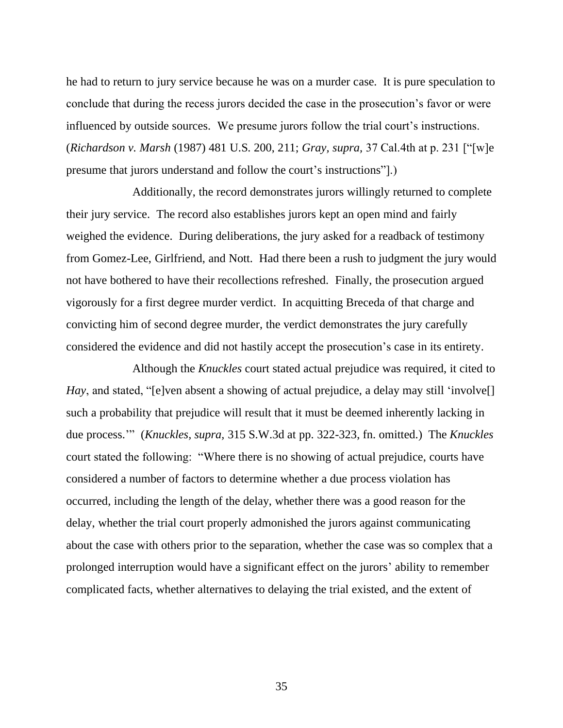he had to return to jury service because he was on a murder case. It is pure speculation to conclude that during the recess jurors decided the case in the prosecution's favor or were influenced by outside sources. We presume jurors follow the trial court's instructions. (*Richardson v. Marsh* (1987) 481 U.S. 200, 211; *Gray, supra,* 37 Cal.4th at p. 231 ["[w]e presume that jurors understand and follow the court's instructions"].)

Additionally, the record demonstrates jurors willingly returned to complete their jury service. The record also establishes jurors kept an open mind and fairly weighed the evidence. During deliberations, the jury asked for a readback of testimony from Gomez-Lee, Girlfriend, and Nott. Had there been a rush to judgment the jury would not have bothered to have their recollections refreshed. Finally, the prosecution argued vigorously for a first degree murder verdict. In acquitting Breceda of that charge and convicting him of second degree murder, the verdict demonstrates the jury carefully considered the evidence and did not hastily accept the prosecution's case in its entirety.

Although the *Knuckles* court stated actual prejudice was required, it cited to *Hay*, and stated, "[e]ven absent a showing of actual prejudice, a delay may still 'involve[] such a probability that prejudice will result that it must be deemed inherently lacking in due process.'" (*Knuckles, supra,* 315 S.W.3d at pp. 322-323, fn. omitted.) The *Knuckles* court stated the following: "Where there is no showing of actual prejudice, courts have considered a number of factors to determine whether a due process violation has occurred, including the length of the delay, whether there was a good reason for the delay, whether the trial court properly admonished the jurors against communicating about the case with others prior to the separation, whether the case was so complex that a prolonged interruption would have a significant effect on the jurors' ability to remember complicated facts, whether alternatives to delaying the trial existed, and the extent of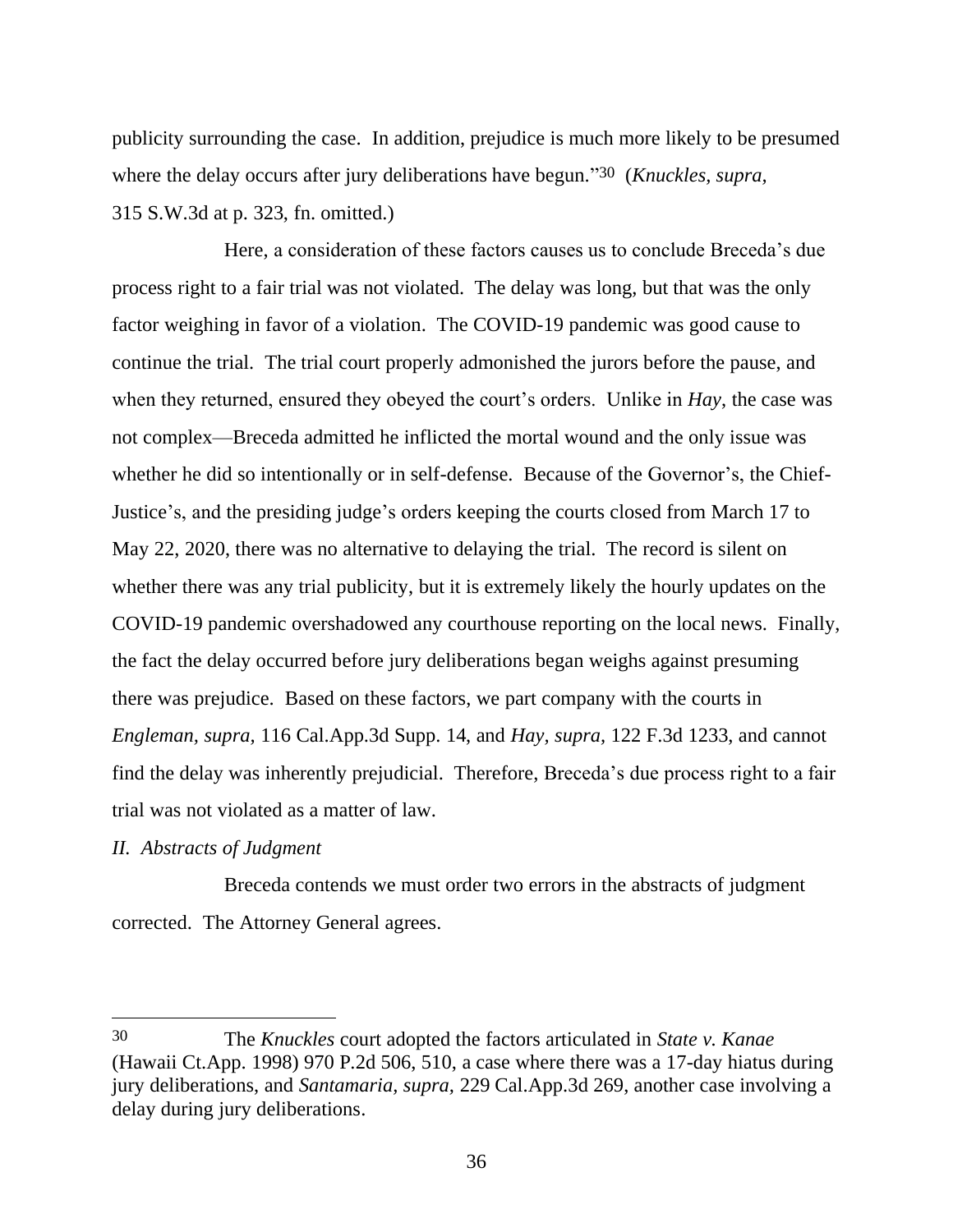publicity surrounding the case. In addition, prejudice is much more likely to be presumed where the delay occurs after jury deliberations have begun."[30] (*Knuckles*, *supra,* 315 S.W.3d at p. 323, fn. omitted.)

Here, a consideration of these factors causes us to conclude Breceda's due process right to a fair trial was not violated. The delay was long, but that was the only factor weighing in favor of a violation. The COVID-19 pandemic was good cause to continue the trial. The trial court properly admonished the jurors before the pause, and when they returned, ensured they obeyed the court's orders. Unlike in *Hay*, the case was not complex—Breceda admitted he inflicted the mortal wound and the only issue was whether he did so intentionally or in self-defense. Because of the Governor's, the Chief-Justice's, and the presiding judge's orders keeping the courts closed from March 17 to May 22, 2020, there was no alternative to delaying the trial. The record is silent on whether there was any trial publicity, but it is extremely likely the hourly updates on the COVID-19 pandemic overshadowed any courthouse reporting on the local news. Finally, the fact the delay occurred before jury deliberations began weighs against presuming there was prejudice. Based on these factors, we part company with the courts in *Engleman, supra,* 116 Cal.App.3d Supp. 14, and *Hay, supra,* 122 F.3d 1233, and cannot find the delay was inherently prejudicial. Therefore, Breceda's due process right to a fair trial was not violated as a matter of law.

*II. Abstracts of Judgment*

Breceda contends we must order two errors in the abstracts of judgment corrected. The Attorney General agrees.

---

[30] The *Knuckles* court adopted the factors articulated in *State v. Kanae* (Hawaii Ct.App. 1998) 970 P.2d 506, 510, a case where there was a 17-day hiatus during jury deliberations, and *Santamaria, supra,* 229 Cal.App.3d 269, another case involving a delay during jury deliberations.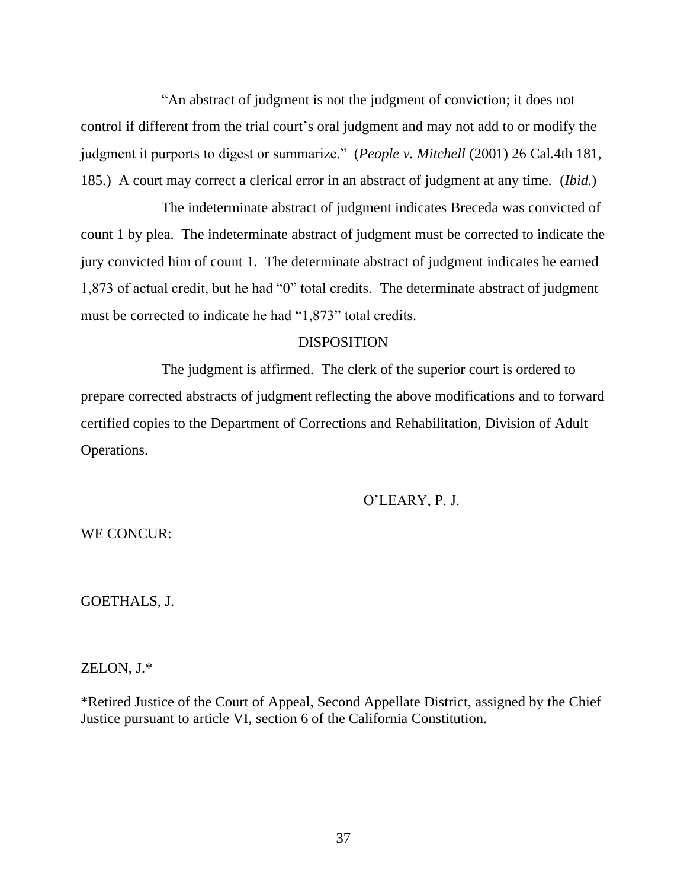"An abstract of judgment is not the judgment of conviction; it does not control if different from the trial court's oral judgment and may not add to or modify the judgment it purports to digest or summarize." (*People v. Mitchell* (2001) 26 Cal.4th 181, 185.) A court may correct a clerical error in an abstract of judgment at any time. (*Ibid.*)

The indeterminate abstract of judgment indicates Breceda was convicted of count 1 by plea. The indeterminate abstract of judgment must be corrected to indicate the jury convicted him of count 1. The determinate abstract of judgment indicates he earned 1,873 of actual credit, but he had "0" total credits. The determinate abstract of judgment must be corrected to indicate he had "1,873" total credits.

DISPOSITION

The judgment is affirmed. The clerk of the superior court is ordered to prepare corrected abstracts of judgment reflecting the above modifications and to forward certified copies to the Department of Corrections and Rehabilitation, Division of Adult Operations.

O'LEARY, P. J.

WE CONCUR:

GOETHALS, J.

ZELON, J.*

*Retired Justice of the Court of Appeal, Second Appellate District, assigned by the Chief Justice pursuant to article VI, section 6 of the California Constitution.